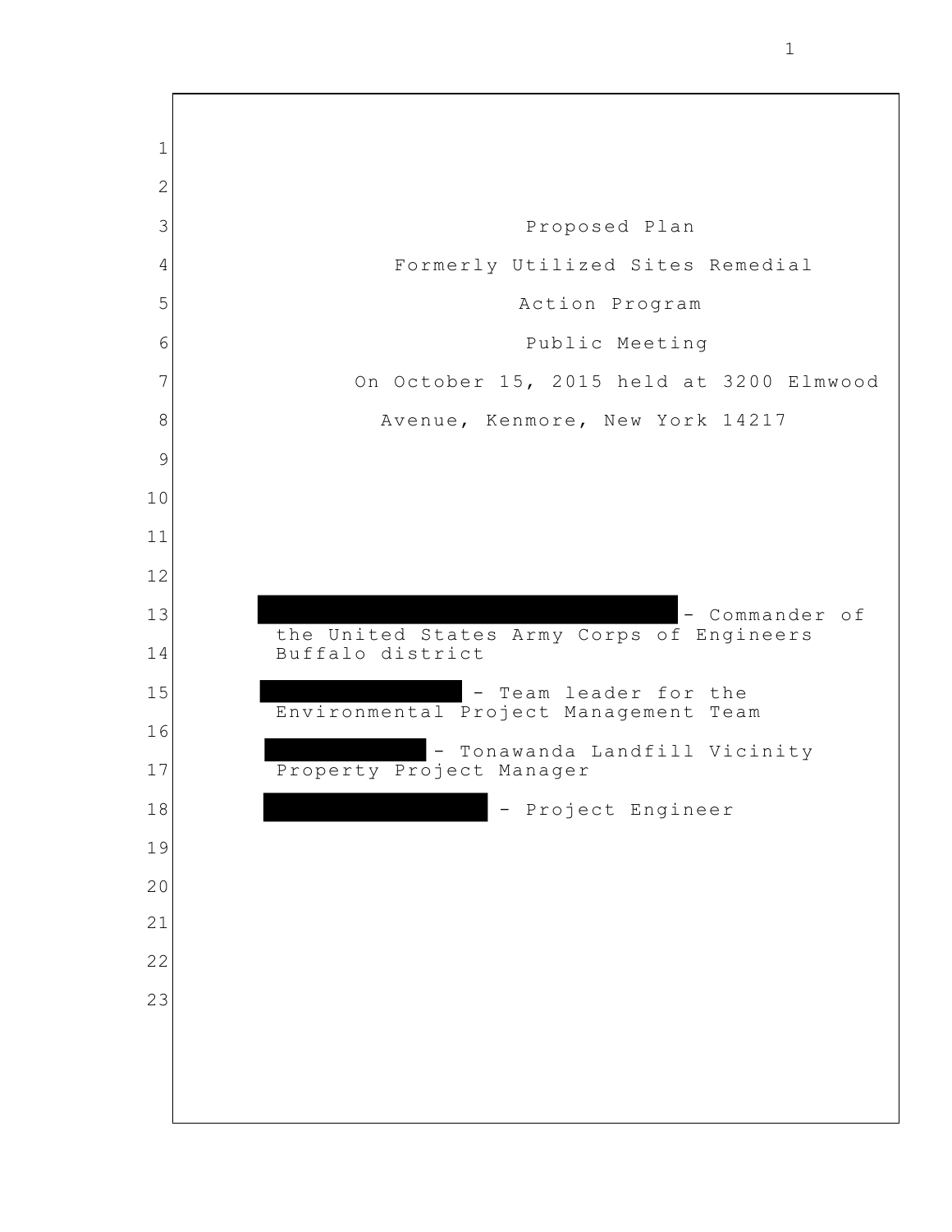Proposed Plan

Formerly Utilized Sites Remedial Action Program

Public Meeting

On October 15, 2015 held at 3200 Elmwood Avenue, Kenmore, New York 14217

[REDACTED] - Commander of the United States Army Corps of Engineers Buffalo district

[REDACTED] - Team leader for the Environmental Project Management Team

[REDACTED] - Tonawanda Landfill Vicinity Property Project Manager

[REDACTED] - Project Engineer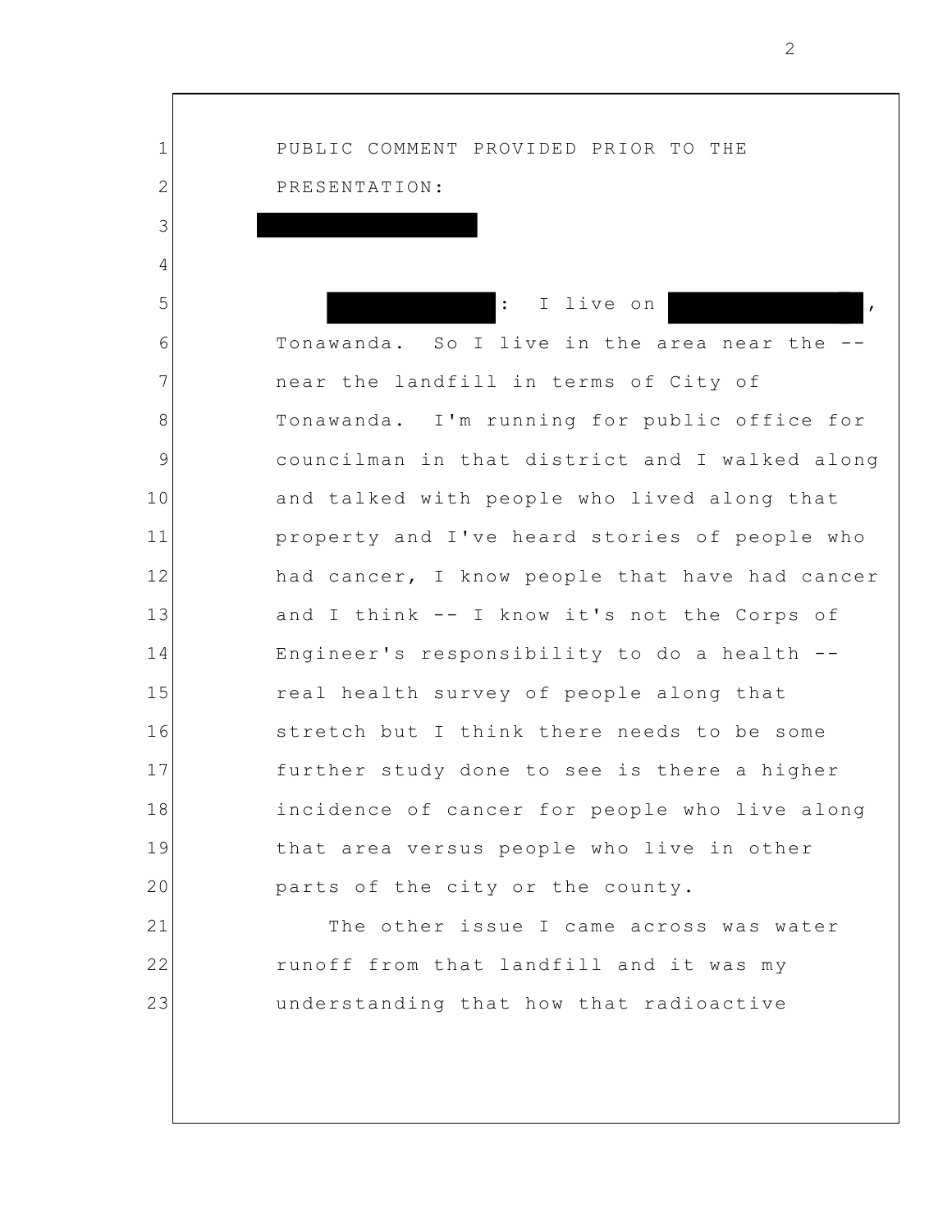PUBLIC COMMENT PROVIDED PRIOR TO THE PRESENTATION:

█████████████████

██████████: I live on ███████████, Tonawanda. So I live in the area near the -- near the landfill in terms of City of Tonawanda. I'm running for public office for councilman in that district and I walked along and talked with people who lived along that property and I've heard stories of people who had cancer, I know people that have had cancer and I think -- I know it's not the Corps of Engineer's responsibility to do a health -- real health survey of people along that stretch but I think there needs to be some further study done to see is there a higher incidence of cancer for people who live along that area versus people who live in other parts of the city or the county.

The other issue I came across was water runoff from that landfill and it was my understanding that how that radioactive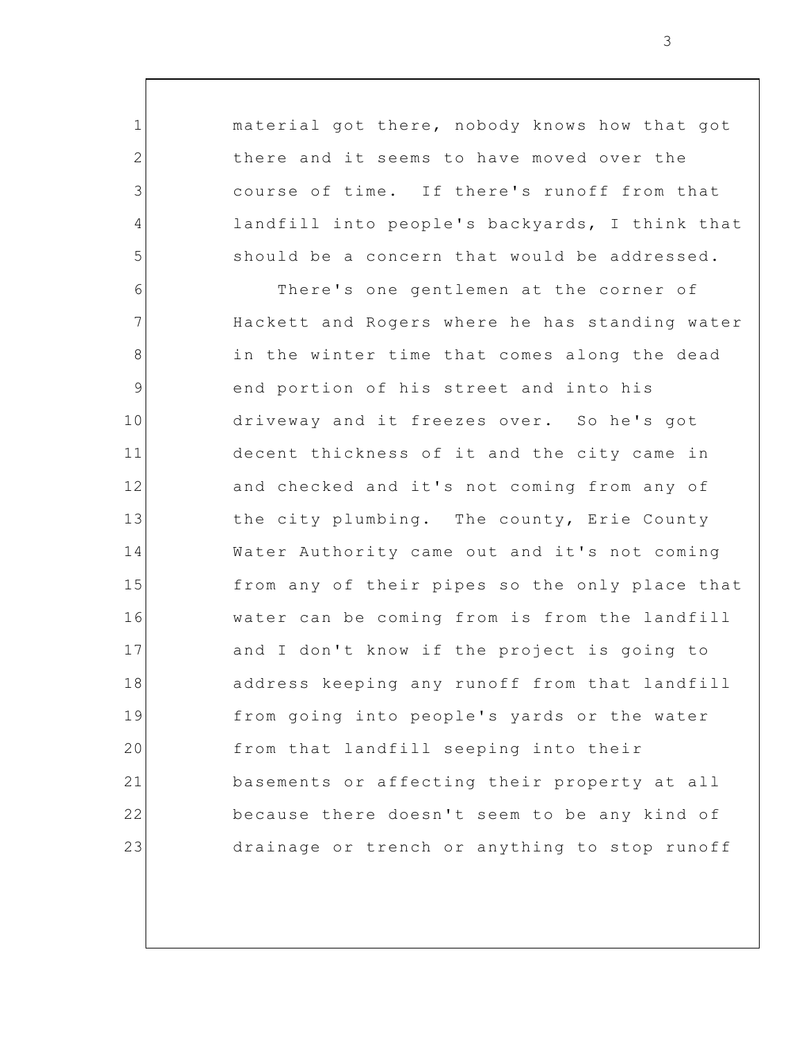material got there, nobody knows how that got there and it seems to have moved over the course of time. If there's runoff from that landfill into people's backyards, I think that should be a concern that would be addressed.

There's one gentlemen at the corner of Hackett and Rogers where he has standing water in the winter time that comes along the dead end portion of his street and into his driveway and it freezes over. So he's got decent thickness of it and the city came in and checked and it's not coming from any of the city plumbing. The county, Erie County Water Authority came out and it's not coming from any of their pipes so the only place that water can be coming from is from the landfill and I don't know if the project is going to address keeping any runoff from that landfill from going into people's yards or the water from that landfill seeping into their basements or affecting their property at all because there doesn't seem to be any kind of drainage or trench or anything to stop runoff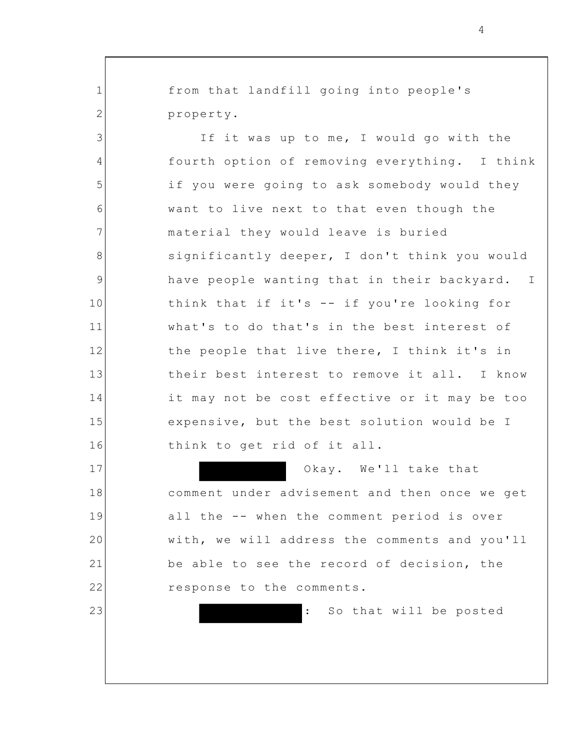from that landfill going into people's property.

If it was up to me, I would go with the fourth option of removing everything. I think if you were going to ask somebody would they want to live next to that even though the material they would leave is buried significantly deeper, I don't think you would have people wanting that in their backyard. I think that if it's -- if you're looking for what's to do that's in the best interest of the people that live there, I think it's in their best interest to remove it all. I know it may not be cost effective or it may be too expensive, but the best solution would be I think to get rid of it all.

[REDACTED] Okay. We'll take that comment under advisement and then once we get all the -- when the comment period is over with, we will address the comments and you'll be able to see the record of decision, the response to the comments.

[REDACTED]: So that will be posted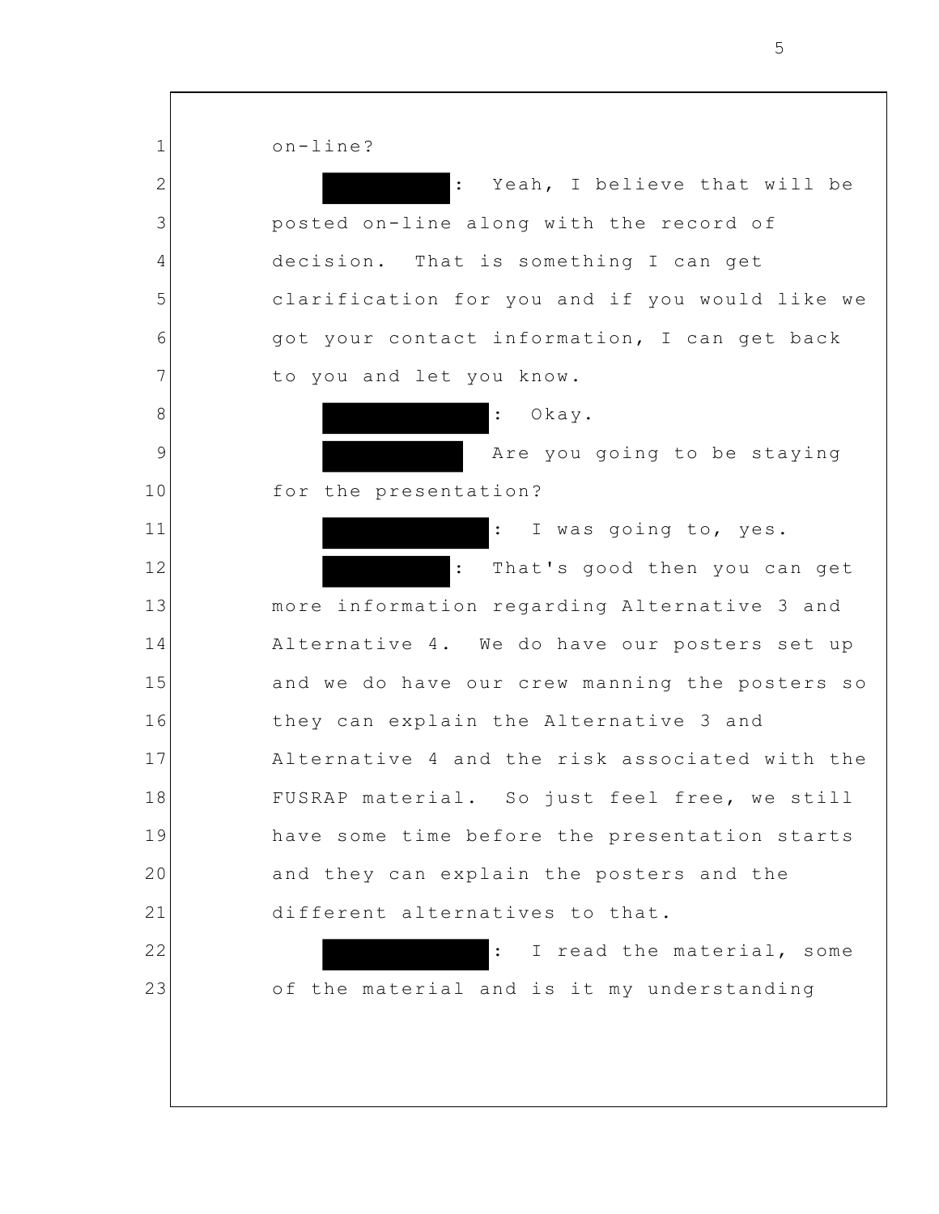on-line?

[REDACTED]: Yeah, I believe that will be posted on-line along with the record of decision. That is something I can get clarification for you and if you would like we got your contact information, I can get back to you and let you know.

[REDACTED]: Okay.

[REDACTED] Are you going to be staying for the presentation?

[REDACTED]: I was going to, yes.

[REDACTED]: That's good then you can get more information regarding Alternative 3 and Alternative 4. We do have our posters set up and we do have our crew manning the posters so they can explain the Alternative 3 and Alternative 4 and the risk associated with the FUSRAP material. So just feel free, we still have some time before the presentation starts and they can explain the posters and the different alternatives to that.

[REDACTED]: I read the material, some of the material and is it my understanding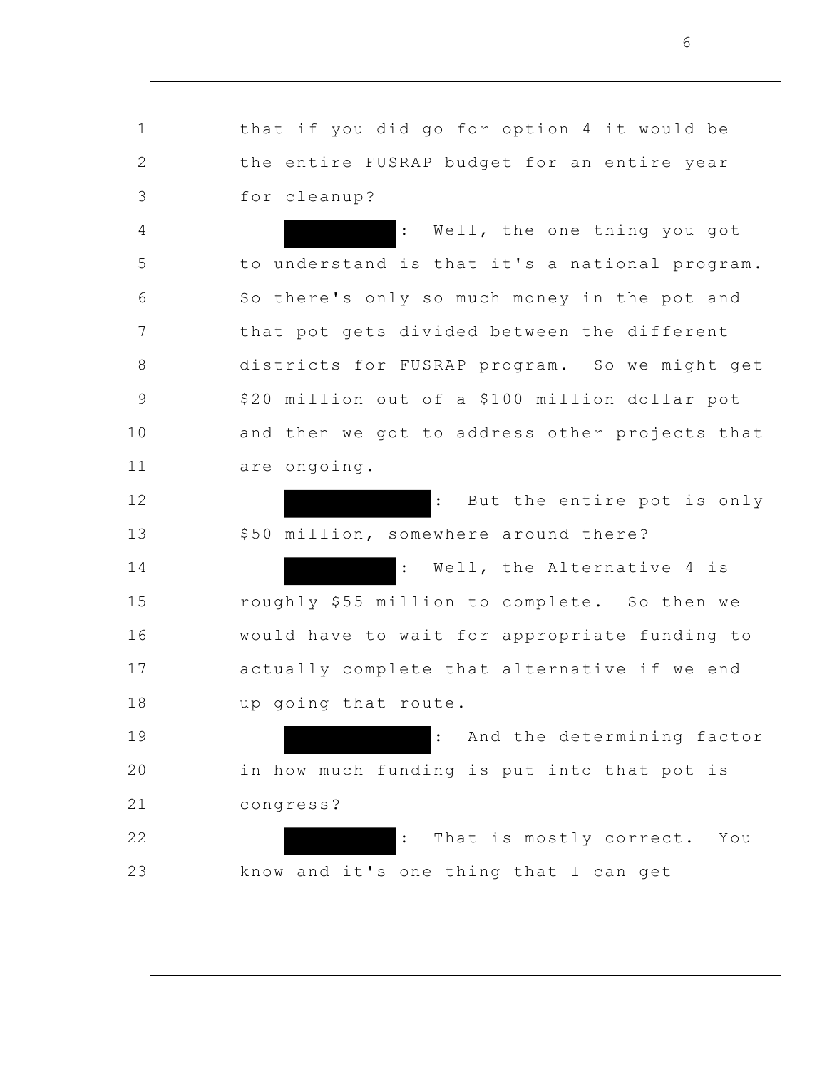that if you did go for option 4 it would be the entire FUSRAP budget for an entire year for cleanup?

[REDACTED]: Well, the one thing you got to understand is that it's a national program. So there's only so much money in the pot and that pot gets divided between the different districts for FUSRAP program. So we might get $20 million out of a $100 million dollar pot and then we got to address other projects that are ongoing.

[REDACTED]: But the entire pot is only $50 million, somewhere around there?

[REDACTED]: Well, the Alternative 4 is roughly $55 million to complete. So then we would have to wait for appropriate funding to actually complete that alternative if we end up going that route.

[REDACTED]: And the determining factor in how much funding is put into that pot is congress?

[REDACTED]: That is mostly correct. You know and it's one thing that I can get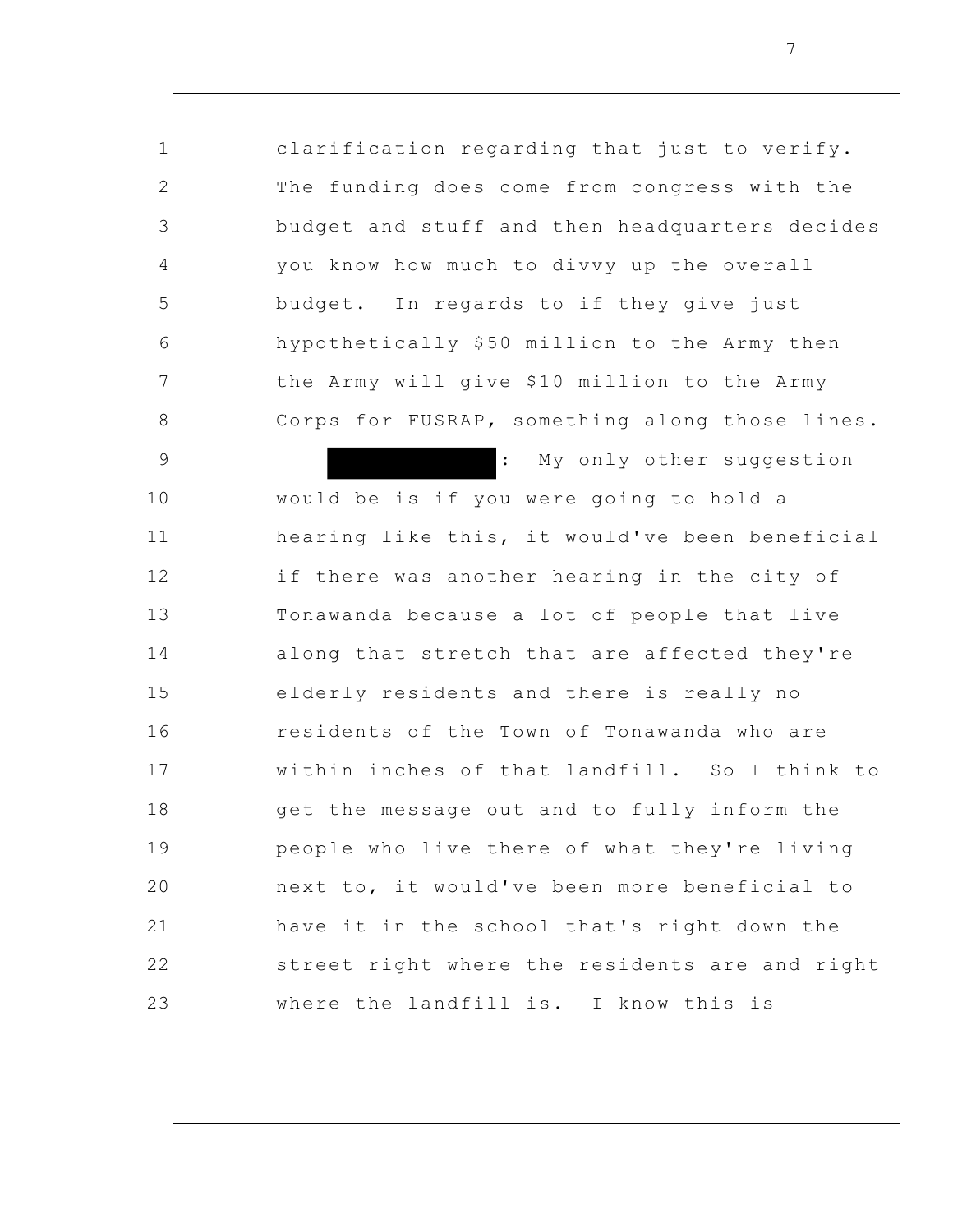clarification regarding that just to verify. The funding does come from congress with the budget and stuff and then headquarters decides you know how much to divvy up the overall budget. In regards to if they give just hypothetically $50 million to the Army then the Army will give $10 million to the Army Corps for FUSRAP, something along those lines.

[REDACTED]: My only other suggestion would be is if you were going to hold a hearing like this, it would've been beneficial if there was another hearing in the city of Tonawanda because a lot of people that live along that stretch that are affected they're elderly residents and there is really no residents of the Town of Tonawanda who are within inches of that landfill. So I think to get the message out and to fully inform the people who live there of what they're living next to, it would've been more beneficial to have it in the school that's right down the street right where the residents are and right where the landfill is. I know this is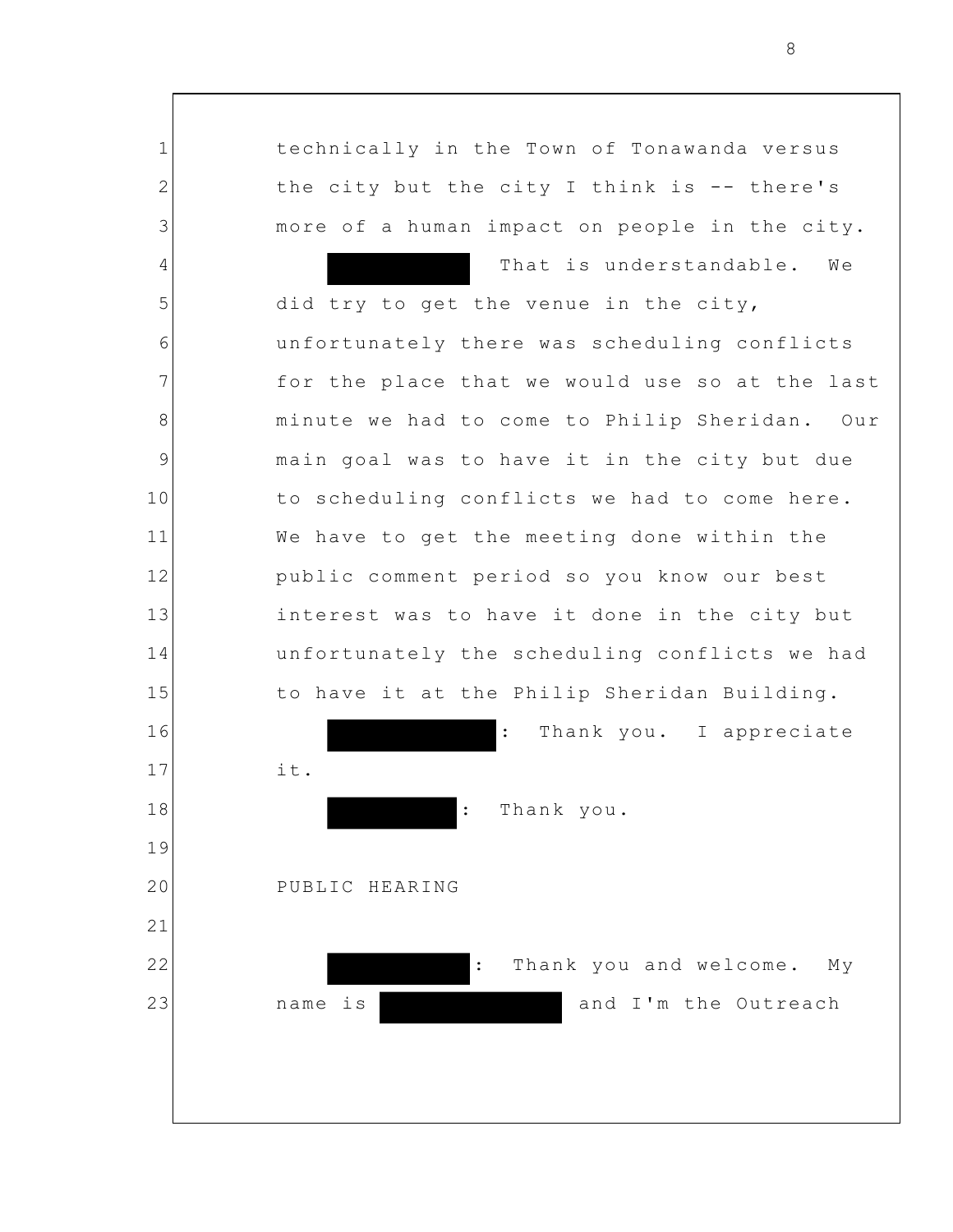technically in the Town of Tonawanda versus the city but the city I think is -- there's more of a human impact on people in the city.

[REDACTED] That is understandable. We did try to get the venue in the city, unfortunately there was scheduling conflicts for the place that we would use so at the last minute we had to come to Philip Sheridan. Our main goal was to have it in the city but due to scheduling conflicts we had to come here. We have to get the meeting done within the public comment period so you know our best interest was to have it done in the city but unfortunately the scheduling conflicts we had to have it at the Philip Sheridan Building.

[REDACTED]: Thank you. I appreciate it.

[REDACTED]: Thank you.

PUBLIC HEARING

[REDACTED]: Thank you and welcome. My name is [REDACTED] and I'm the Outreach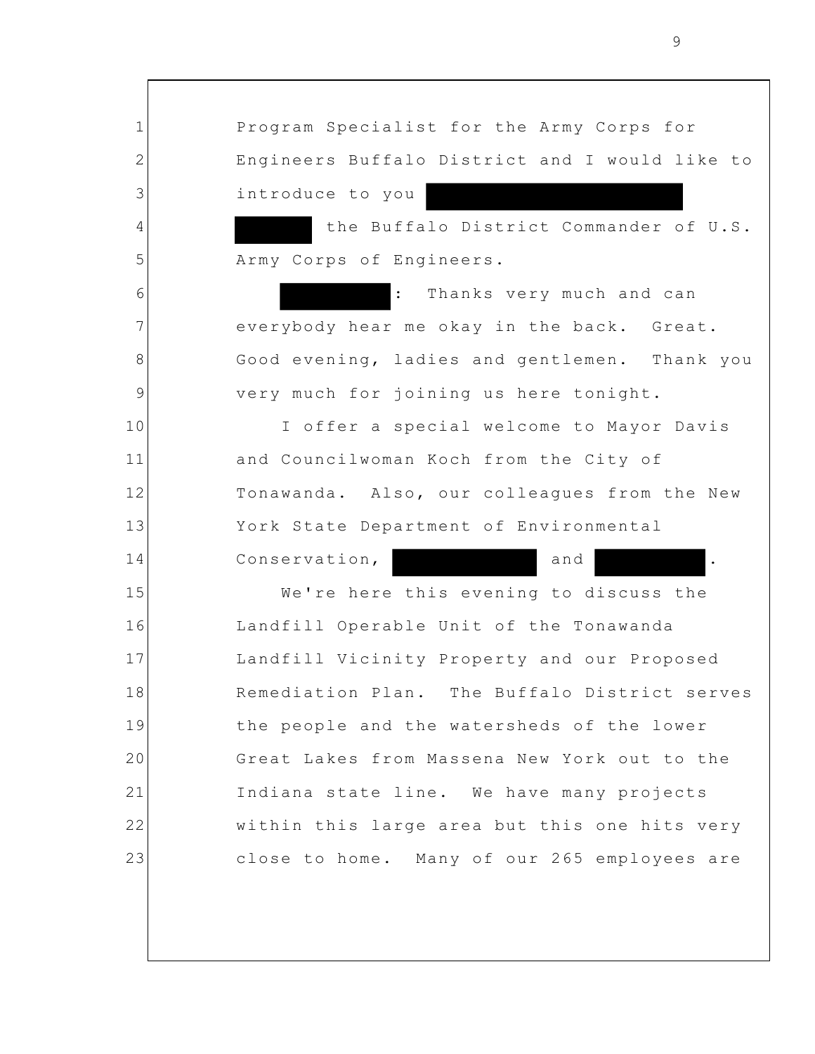Program Specialist for the Army Corps for Engineers Buffalo District and I would like to introduce to you [REDACTED] [REDACTED] the Buffalo District Commander of U.S. Army Corps of Engineers.

[REDACTED]: Thanks very much and can everybody hear me okay in the back. Great. Good evening, ladies and gentlemen. Thank you very much for joining us here tonight.

I offer a special welcome to Mayor Davis and Councilwoman Koch from the City of Tonawanda. Also, our colleagues from the New York State Department of Environmental Conservation, [REDACTED] and [REDACTED].

We're here this evening to discuss the Landfill Operable Unit of the Tonawanda Landfill Vicinity Property and our Proposed Remediation Plan. The Buffalo District serves the people and the watersheds of the lower Great Lakes from Massena New York out to the Indiana state line. We have many projects within this large area but this one hits very close to home. Many of our 265 employees are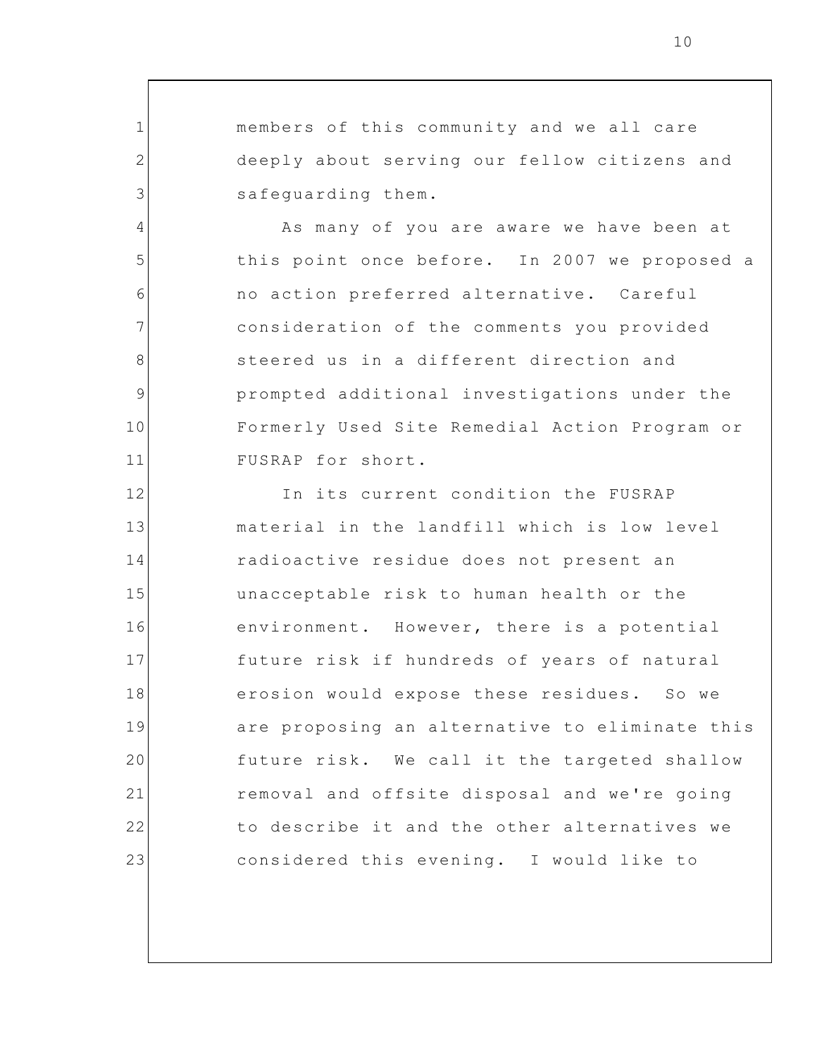members of this community and we all care deeply about serving our fellow citizens and safeguarding them.

As many of you are aware we have been at this point once before. In 2007 we proposed a no action preferred alternative. Careful consideration of the comments you provided steered us in a different direction and prompted additional investigations under the Formerly Used Site Remedial Action Program or FUSRAP for short.

In its current condition the FUSRAP material in the landfill which is low level radioactive residue does not present an unacceptable risk to human health or the environment. However, there is a potential future risk if hundreds of years of natural erosion would expose these residues. So we are proposing an alternative to eliminate this future risk. We call it the targeted shallow removal and offsite disposal and we're going to describe it and the other alternatives we considered this evening. I would like to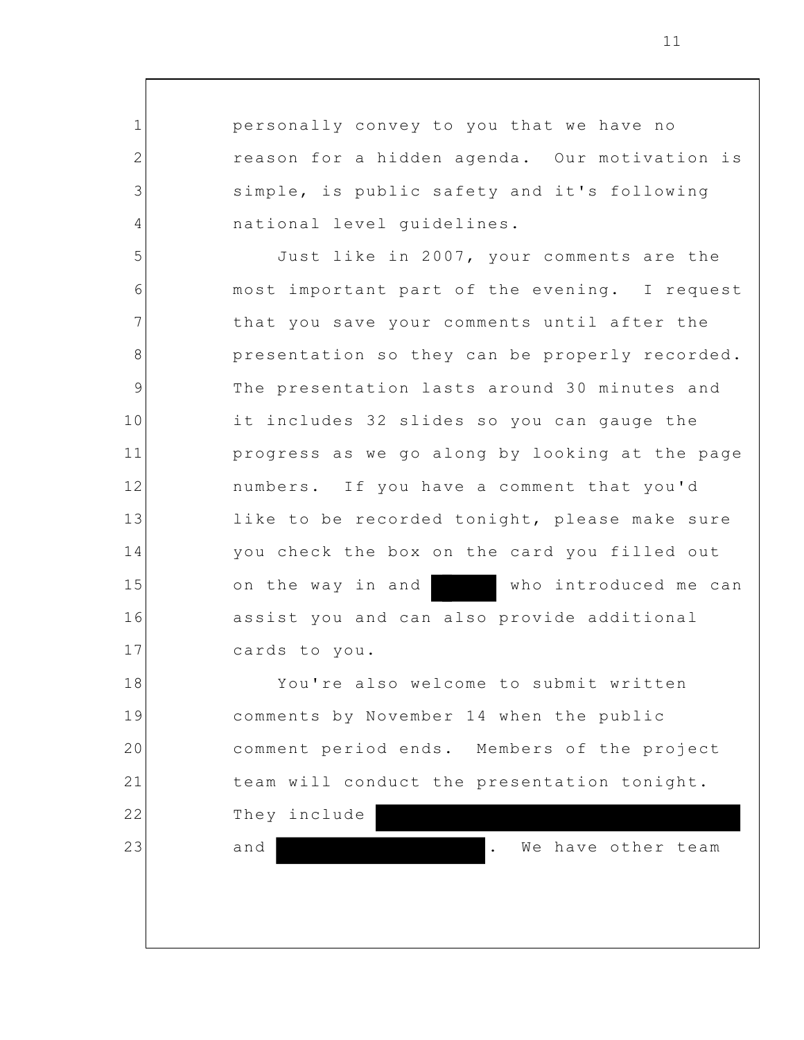personally convey to you that we have no reason for a hidden agenda. Our motivation is simple, is public safety and it's following national level guidelines.

Just like in 2007, your comments are the most important part of the evening. I request that you save your comments until after the presentation so they can be properly recorded. The presentation lasts around 30 minutes and it includes 32 slides so you can gauge the progress as we go along by looking at the page numbers. If you have a comment that you'd like to be recorded tonight, please make sure you check the box on the card you filled out on the way in and [REDACTED] who introduced me can assist you and can also provide additional cards to you.

You're also welcome to submit written comments by November 14 when the public comment period ends. Members of the project team will conduct the presentation tonight. They include [REDACTED] and [REDACTED]. We have other team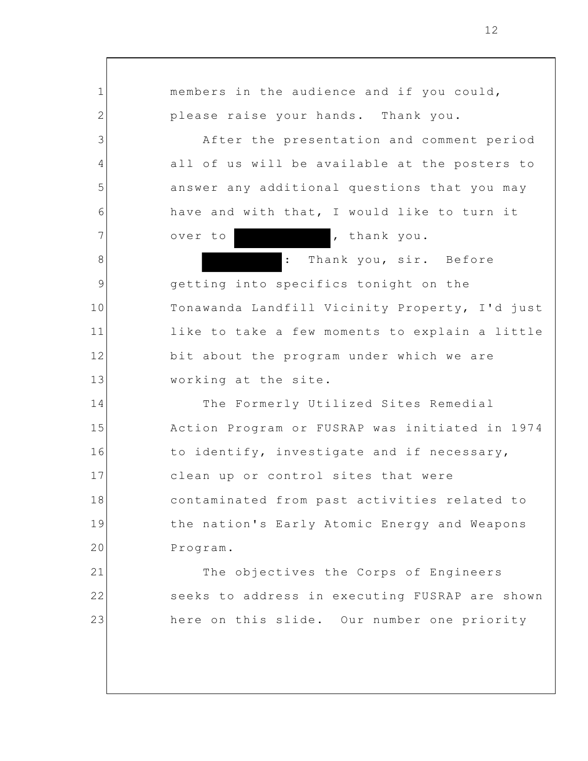members in the audience and if you could, please raise your hands. Thank you.

After the presentation and comment period all of us will be available at the posters to answer any additional questions that you may have and with that, I would like to turn it over to [REDACTED], thank you.

[REDACTED]: Thank you, sir. Before getting into specifics tonight on the Tonawanda Landfill Vicinity Property, I'd just like to take a few moments to explain a little bit about the program under which we are working at the site.

The Formerly Utilized Sites Remedial Action Program or FUSRAP was initiated in 1974 to identify, investigate and if necessary, clean up or control sites that were contaminated from past activities related to the nation's Early Atomic Energy and Weapons Program.

The objectives the Corps of Engineers seeks to address in executing FUSRAP are shown here on this slide. Our number one priority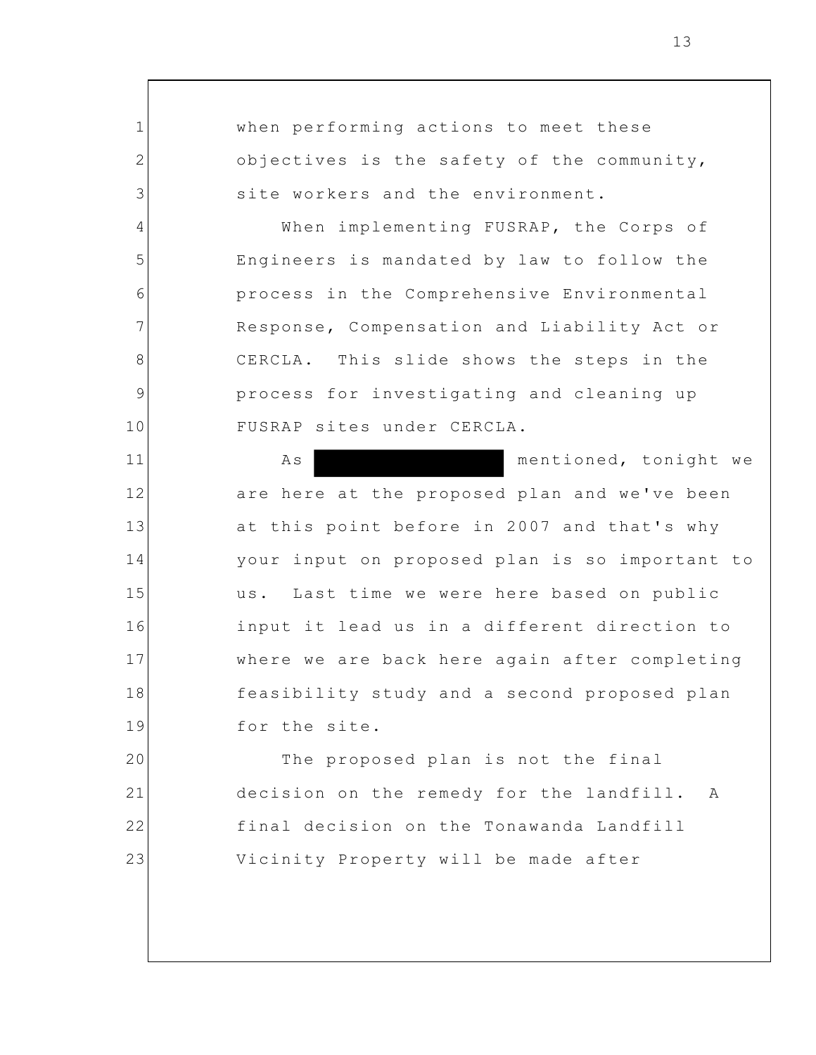when performing actions to meet these objectives is the safety of the community, site workers and the environment.

When implementing FUSRAP, the Corps of Engineers is mandated by law to follow the process in the Comprehensive Environmental Response, Compensation and Liability Act or CERCLA. This slide shows the steps in the process for investigating and cleaning up FUSRAP sites under CERCLA.

As [REDACTED] mentioned, tonight we are here at the proposed plan and we've been at this point before in 2007 and that's why your input on proposed plan is so important to us. Last time we were here based on public input it lead us in a different direction to where we are back here again after completing feasibility study and a second proposed plan for the site.

The proposed plan is not the final decision on the remedy for the landfill. A final decision on the Tonawanda Landfill Vicinity Property will be made after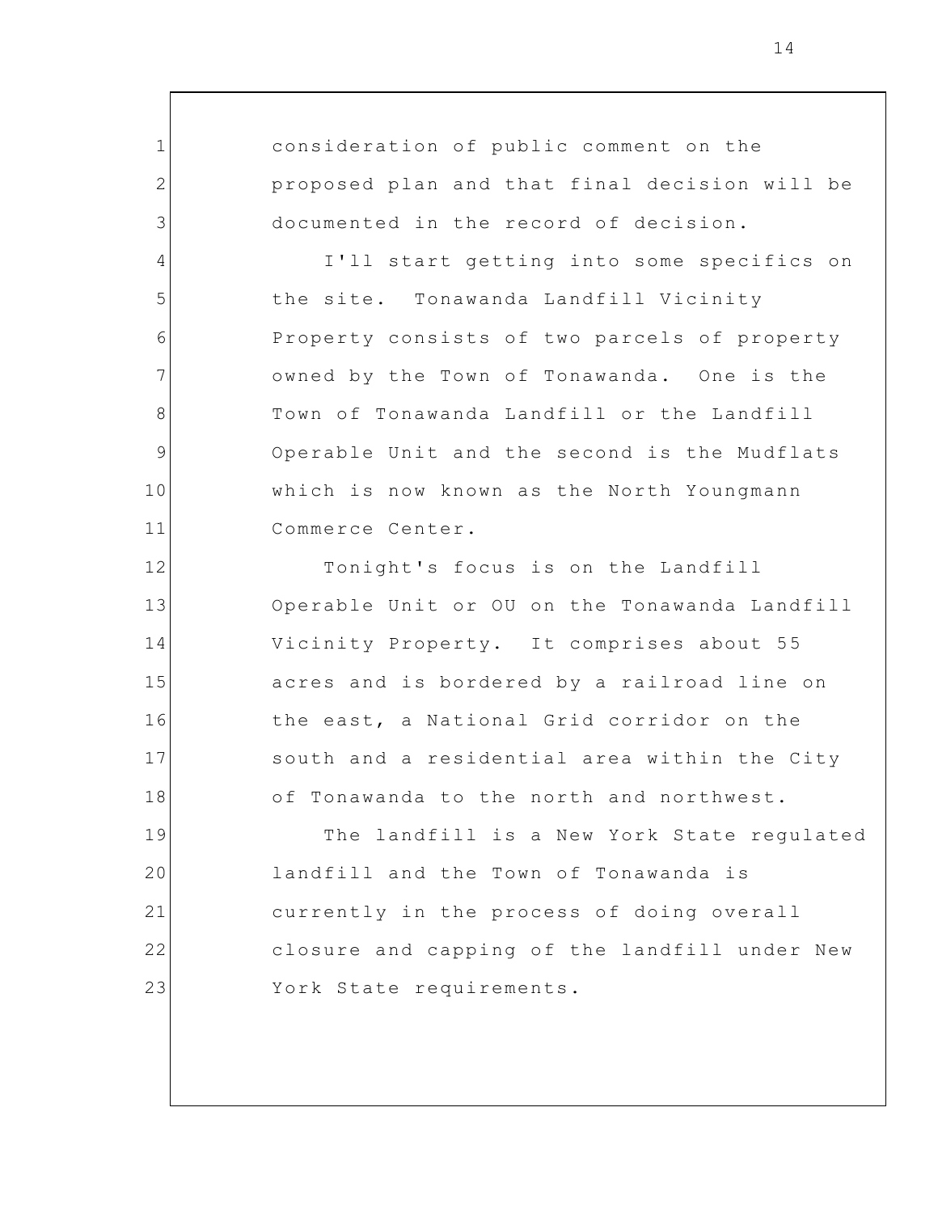consideration of public comment on the proposed plan and that final decision will be documented in the record of decision.

I'll start getting into some specifics on the site. Tonawanda Landfill Vicinity Property consists of two parcels of property owned by the Town of Tonawanda. One is the Town of Tonawanda Landfill or the Landfill Operable Unit and the second is the Mudflats which is now known as the North Youngmann Commerce Center.

Tonight's focus is on the Landfill Operable Unit or OU on the Tonawanda Landfill Vicinity Property. It comprises about 55 acres and is bordered by a railroad line on the east, a National Grid corridor on the south and a residential area within the City of Tonawanda to the north and northwest.

The landfill is a New York State regulated landfill and the Town of Tonawanda is currently in the process of doing overall closure and capping of the landfill under New York State requirements.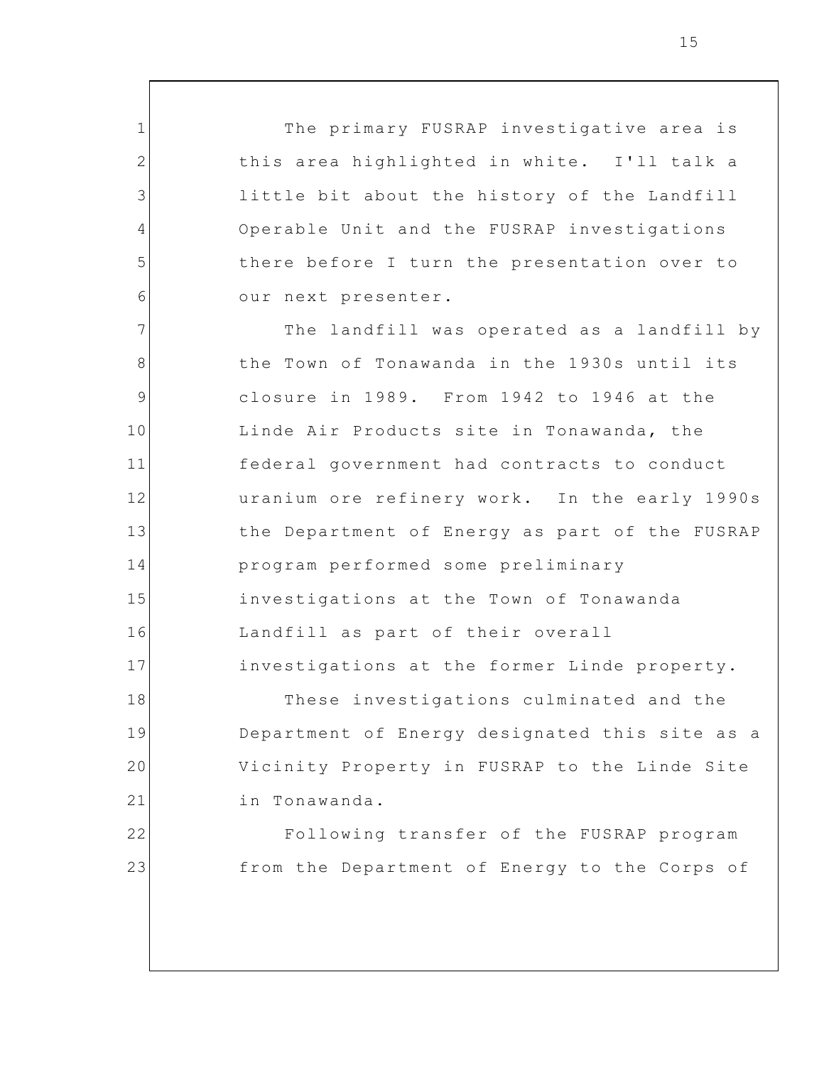The primary FUSRAP investigative area is this area highlighted in white. I'll talk a little bit about the history of the Landfill Operable Unit and the FUSRAP investigations there before I turn the presentation over to our next presenter.

The landfill was operated as a landfill by the Town of Tonawanda in the 1930s until its closure in 1989. From 1942 to 1946 at the Linde Air Products site in Tonawanda, the federal government had contracts to conduct uranium ore refinery work. In the early 1990s the Department of Energy as part of the FUSRAP program performed some preliminary investigations at the Town of Tonawanda Landfill as part of their overall investigations at the former Linde property.

These investigations culminated and the Department of Energy designated this site as a Vicinity Property in FUSRAP to the Linde Site in Tonawanda.

Following transfer of the FUSRAP program from the Department of Energy to the Corps of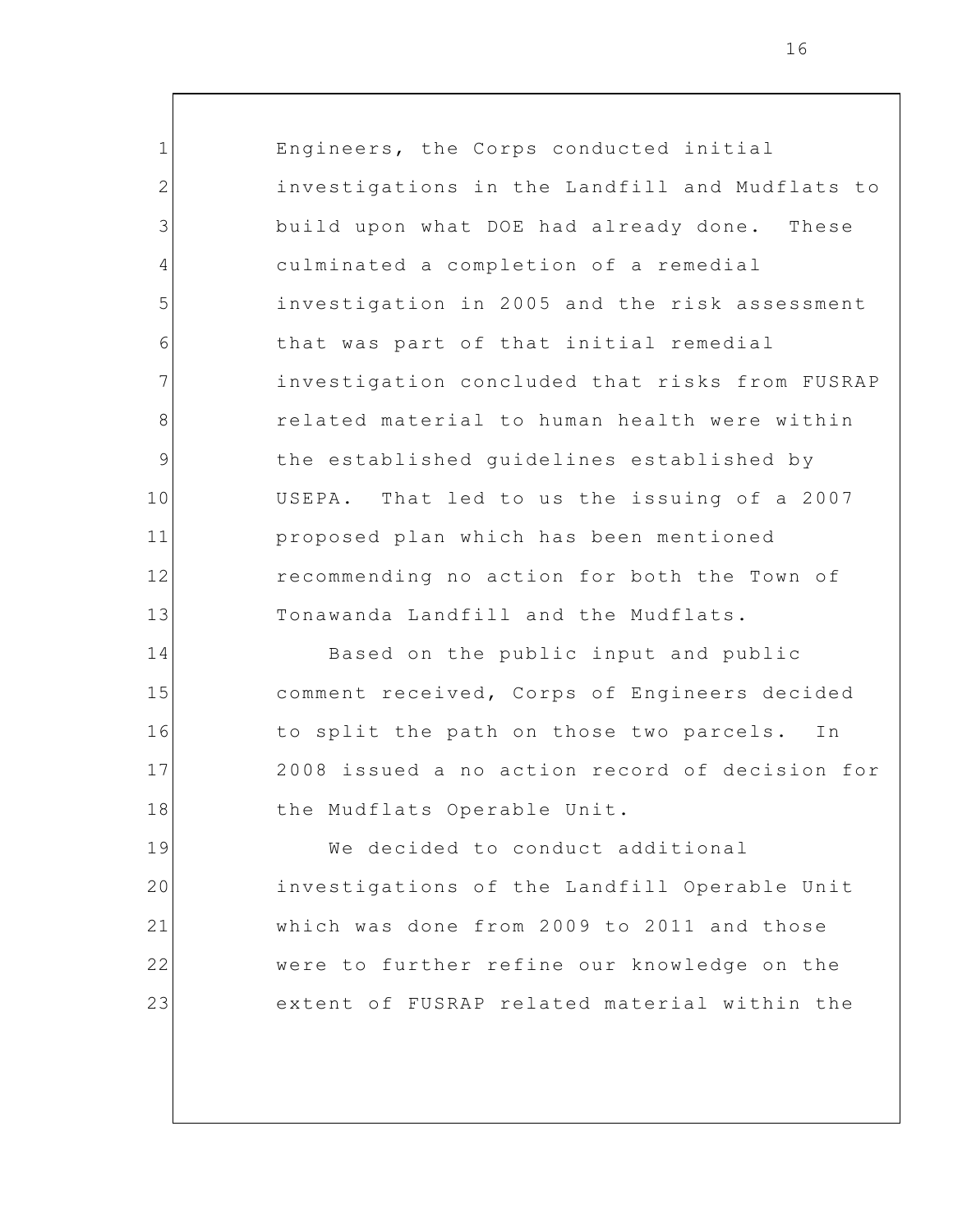Engineers, the Corps conducted initial investigations in the Landfill and Mudflats to build upon what DOE had already done. These culminated a completion of a remedial investigation in 2005 and the risk assessment that was part of that initial remedial investigation concluded that risks from FUSRAP related material to human health were within the established guidelines established by USEPA. That led to us the issuing of a 2007 proposed plan which has been mentioned recommending no action for both the Town of Tonawanda Landfill and the Mudflats.

Based on the public input and public comment received, Corps of Engineers decided to split the path on those two parcels. In 2008 issued a no action record of decision for the Mudflats Operable Unit.

We decided to conduct additional investigations of the Landfill Operable Unit which was done from 2009 to 2011 and those were to further refine our knowledge on the extent of FUSRAP related material within the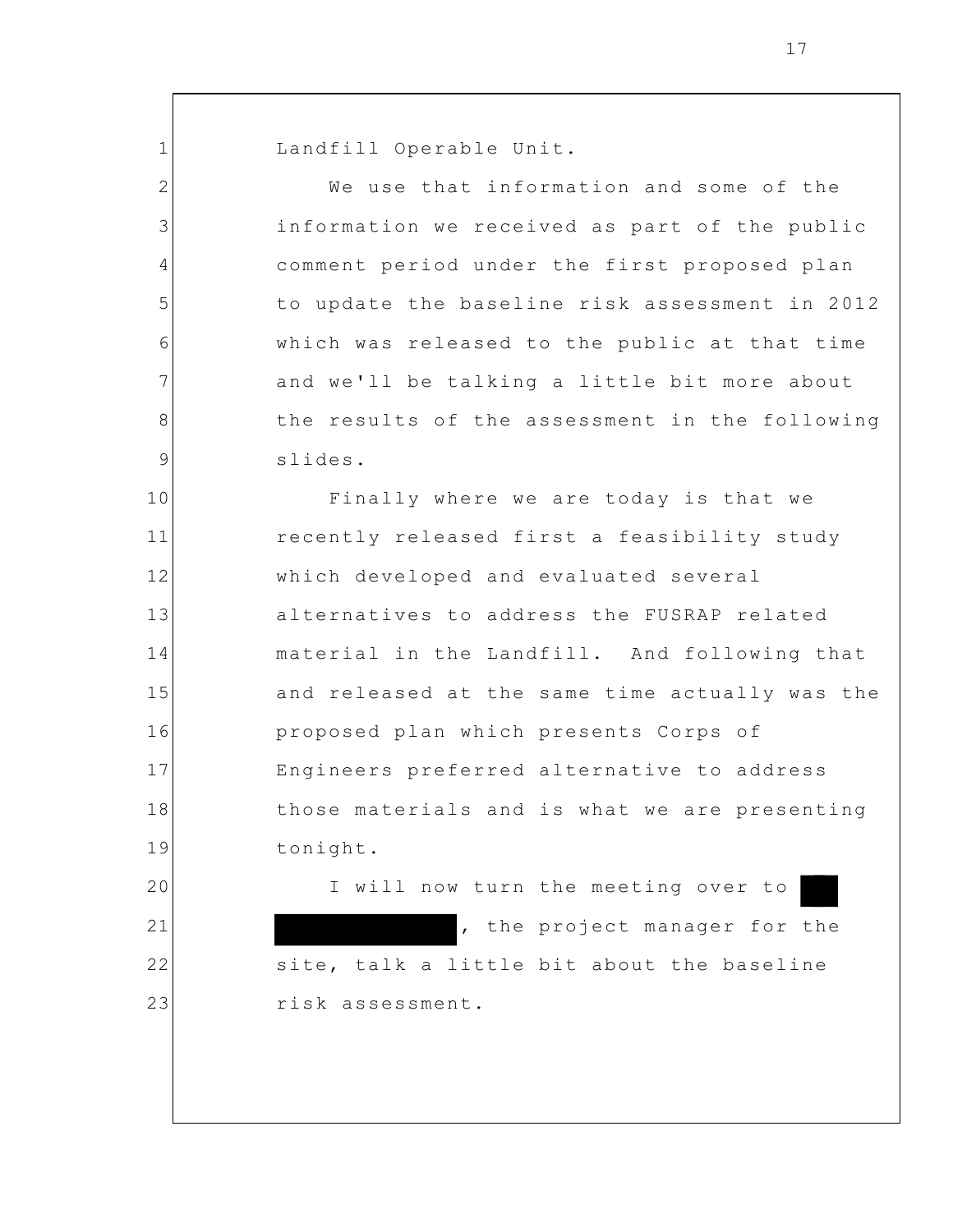Landfill Operable Unit.

We use that information and some of the information we received as part of the public comment period under the first proposed plan to update the baseline risk assessment in 2012 which was released to the public at that time and we'll be talking a little bit more about the results of the assessment in the following slides.

Finally where we are today is that we recently released first a feasibility study which developed and evaluated several alternatives to address the FUSRAP related material in the Landfill. And following that and released at the same time actually was the proposed plan which presents Corps of Engineers preferred alternative to address those materials and is what we are presenting tonight.

I will now turn the meeting over to [REDACTED], the project manager for the site, talk a little bit about the baseline risk assessment.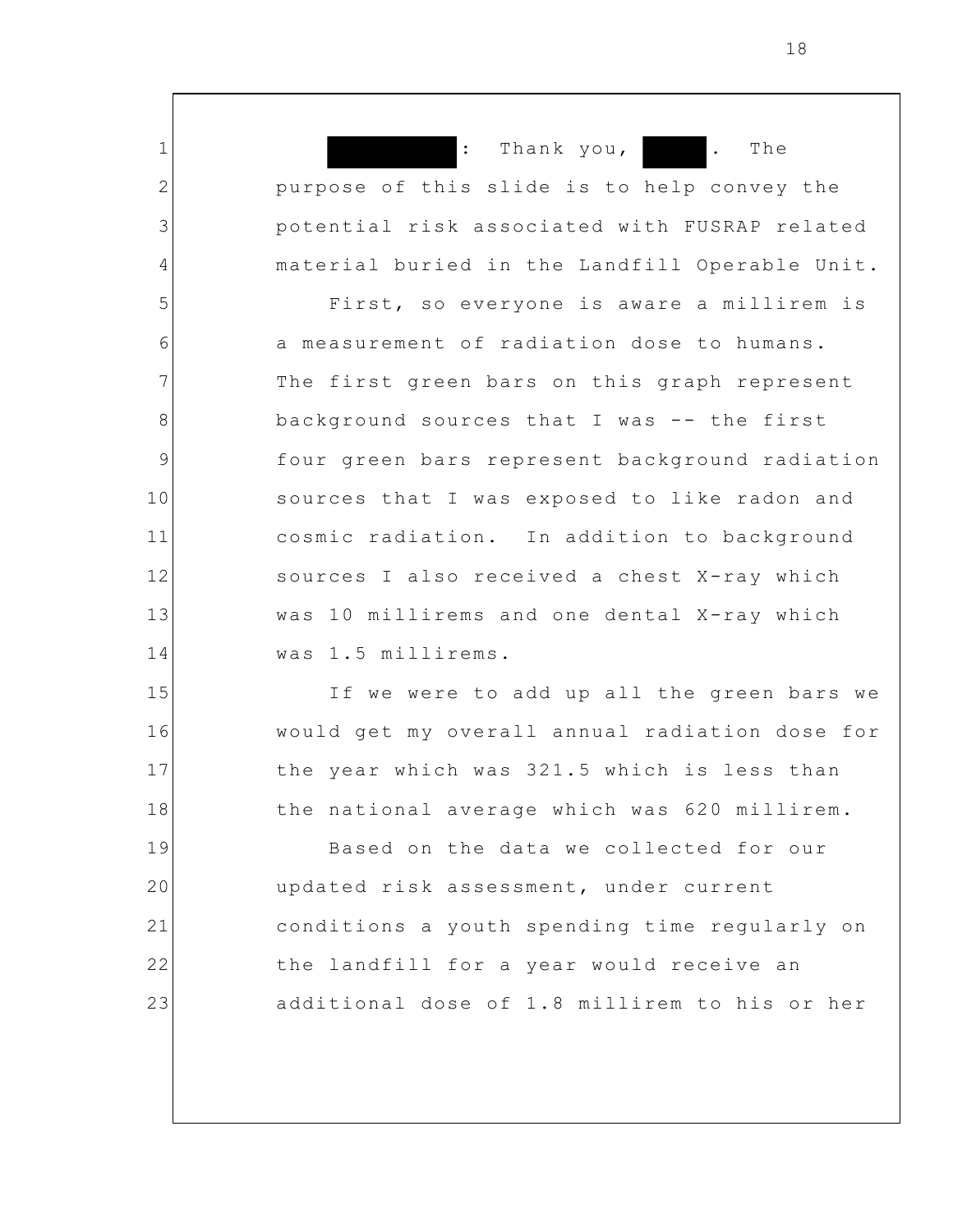█████: Thank you, ████. The purpose of this slide is to help convey the potential risk associated with FUSRAP related material buried in the Landfill Operable Unit.

First, so everyone is aware a millirem is a measurement of radiation dose to humans. The first green bars on this graph represent background sources that I was -- the first four green bars represent background radiation sources that I was exposed to like radon and cosmic radiation. In addition to background sources I also received a chest X-ray which was 10 millirems and one dental X-ray which was 1.5 millirems.

If we were to add up all the green bars we would get my overall annual radiation dose for the year which was 321.5 which is less than the national average which was 620 millirem.

Based on the data we collected for our updated risk assessment, under current conditions a youth spending time regularly on the landfill for a year would receive an additional dose of 1.8 millirem to his or her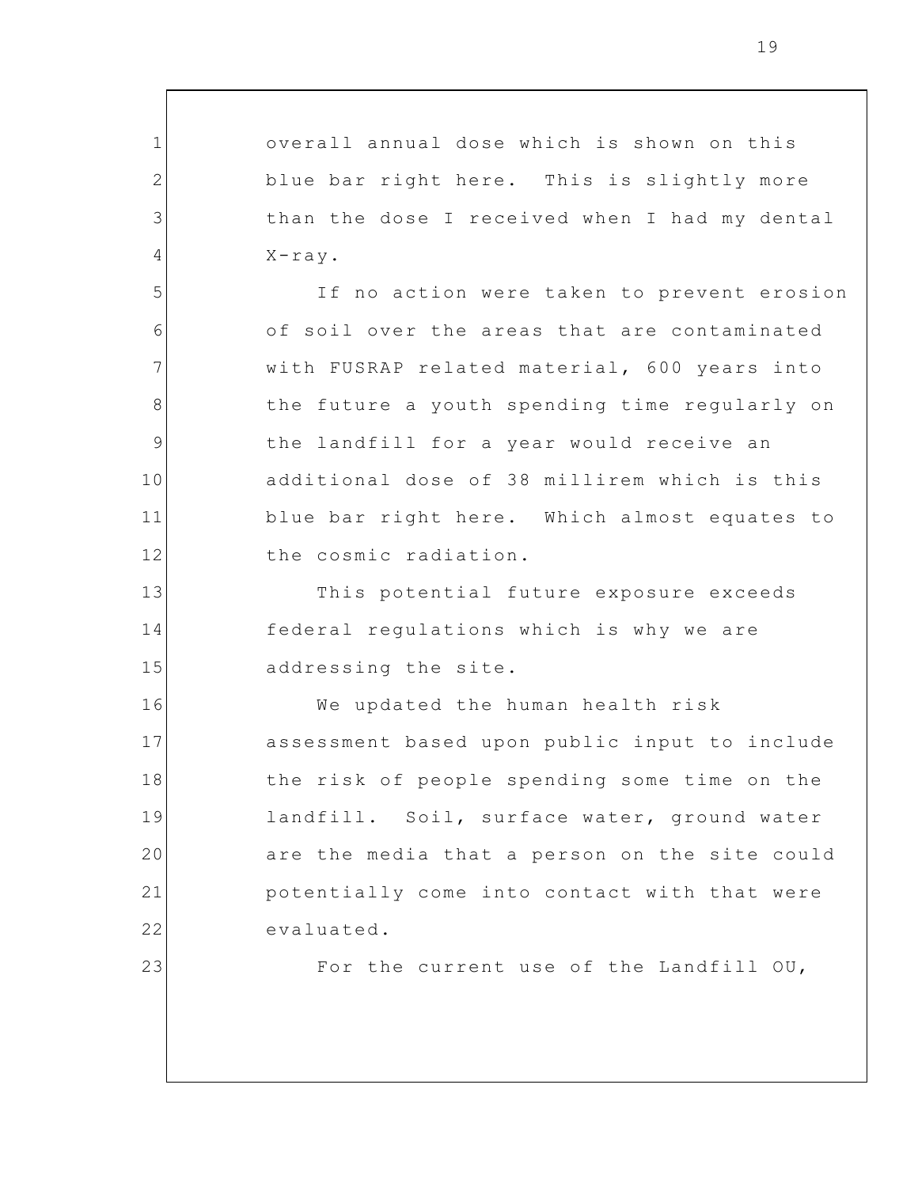overall annual dose which is shown on this blue bar right here. This is slightly more than the dose I received when I had my dental X-ray.

If no action were taken to prevent erosion of soil over the areas that are contaminated with FUSRAP related material, 600 years into the future a youth spending time regularly on the landfill for a year would receive an additional dose of 38 millirem which is this blue bar right here. Which almost equates to the cosmic radiation.

This potential future exposure exceeds federal regulations which is why we are addressing the site.

We updated the human health risk assessment based upon public input to include the risk of people spending some time on the landfill. Soil, surface water, ground water are the media that a person on the site could potentially come into contact with that were evaluated.

For the current use of the Landfill OU,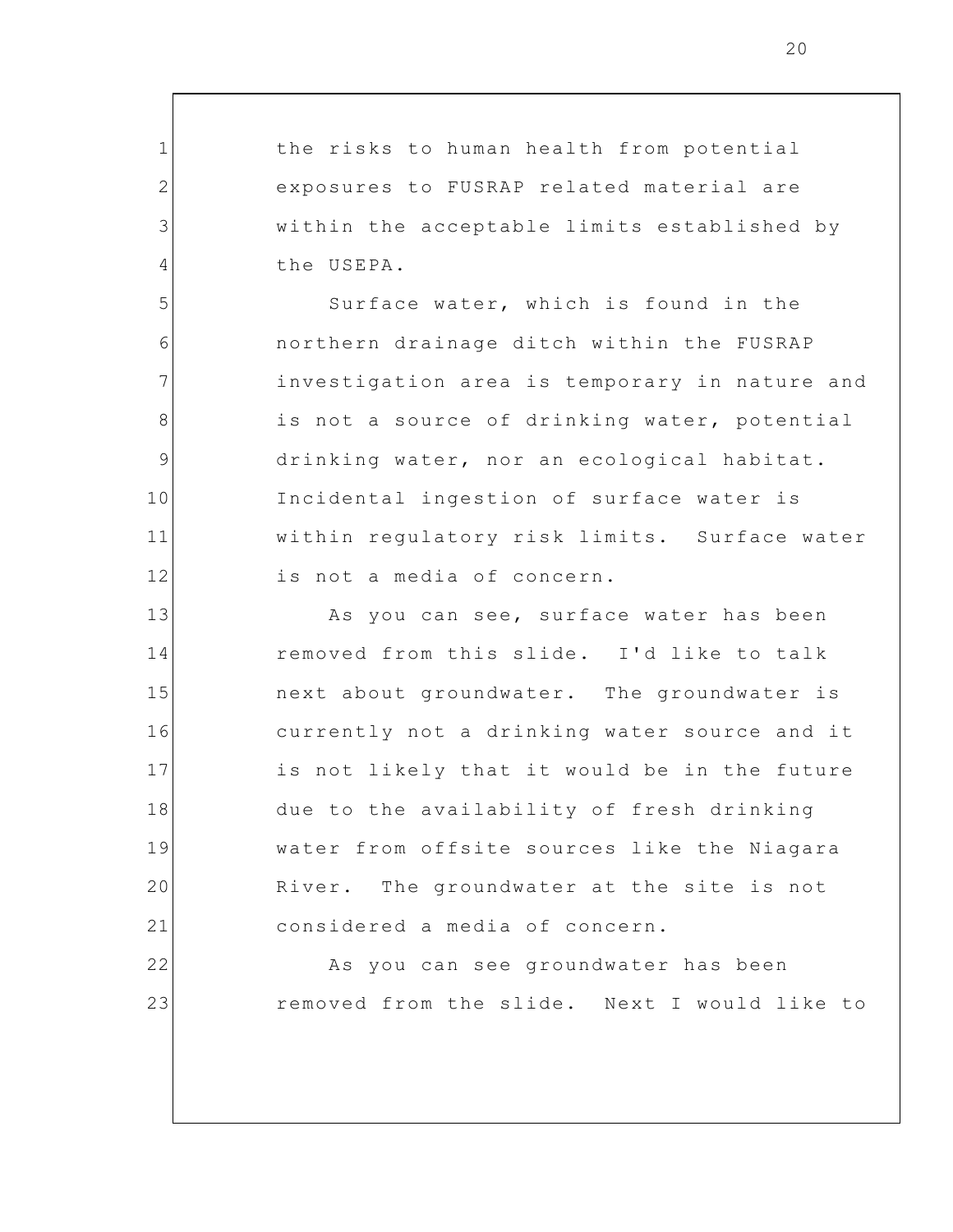the risks to human health from potential exposures to FUSRAP related material are within the acceptable limits established by the USEPA.

Surface water, which is found in the northern drainage ditch within the FUSRAP investigation area is temporary in nature and is not a source of drinking water, potential drinking water, nor an ecological habitat. Incidental ingestion of surface water is within regulatory risk limits. Surface water is not a media of concern.

As you can see, surface water has been removed from this slide. I'd like to talk next about groundwater. The groundwater is currently not a drinking water source and it is not likely that it would be in the future due to the availability of fresh drinking water from offsite sources like the Niagara River. The groundwater at the site is not considered a media of concern.

As you can see groundwater has been removed from the slide. Next I would like to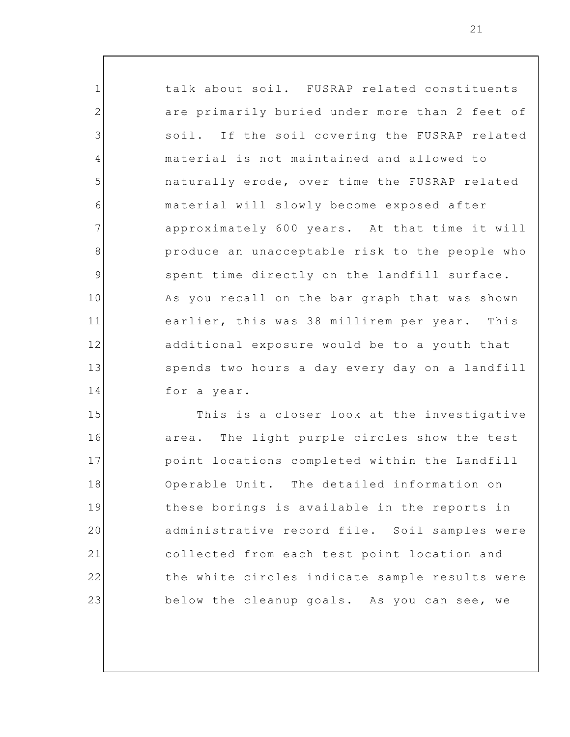talk about soil. FUSRAP related constituents are primarily buried under more than 2 feet of soil. If the soil covering the FUSRAP related material is not maintained and allowed to naturally erode, over time the FUSRAP related material will slowly become exposed after approximately 600 years. At that time it will produce an unacceptable risk to the people who spent time directly on the landfill surface. As you recall on the bar graph that was shown earlier, this was 38 millirem per year. This additional exposure would be to a youth that spends two hours a day every day on a landfill for a year.

This is a closer look at the investigative area. The light purple circles show the test point locations completed within the Landfill Operable Unit. The detailed information on these borings is available in the reports in administrative record file. Soil samples were collected from each test point location and the white circles indicate sample results were below the cleanup goals. As you can see, we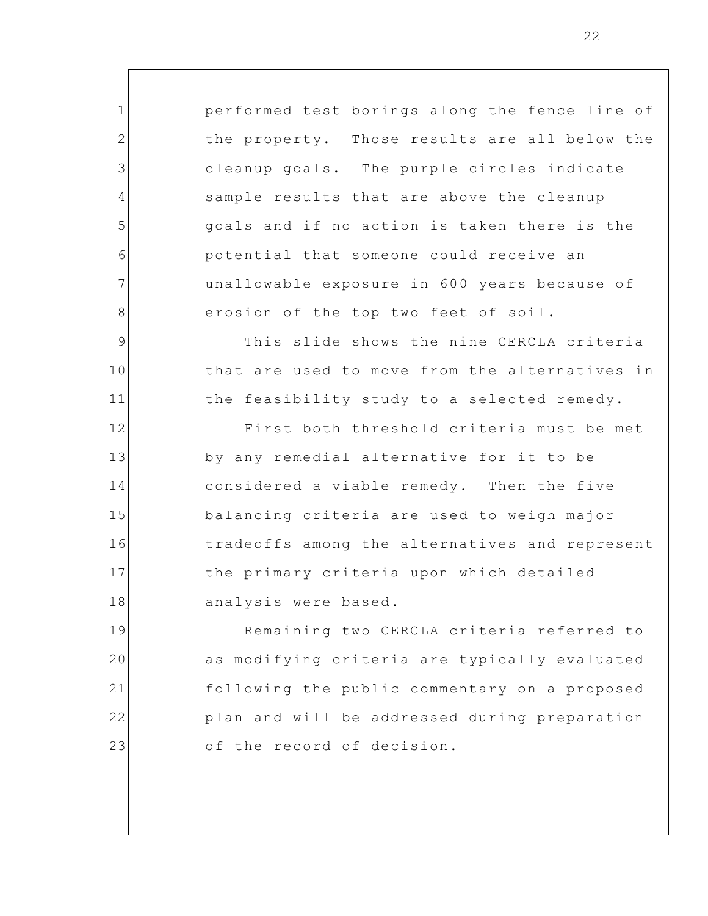performed test borings along the fence line of the property. Those results are all below the cleanup goals. The purple circles indicate sample results that are above the cleanup goals and if no action is taken there is the potential that someone could receive an unallowable exposure in 600 years because of erosion of the top two feet of soil.

This slide shows the nine CERCLA criteria that are used to move from the alternatives in the feasibility study to a selected remedy.

First both threshold criteria must be met by any remedial alternative for it to be considered a viable remedy. Then the five balancing criteria are used to weigh major tradeoffs among the alternatives and represent the primary criteria upon which detailed analysis were based.

Remaining two CERCLA criteria referred to as modifying criteria are typically evaluated following the public commentary on a proposed plan and will be addressed during preparation of the record of decision.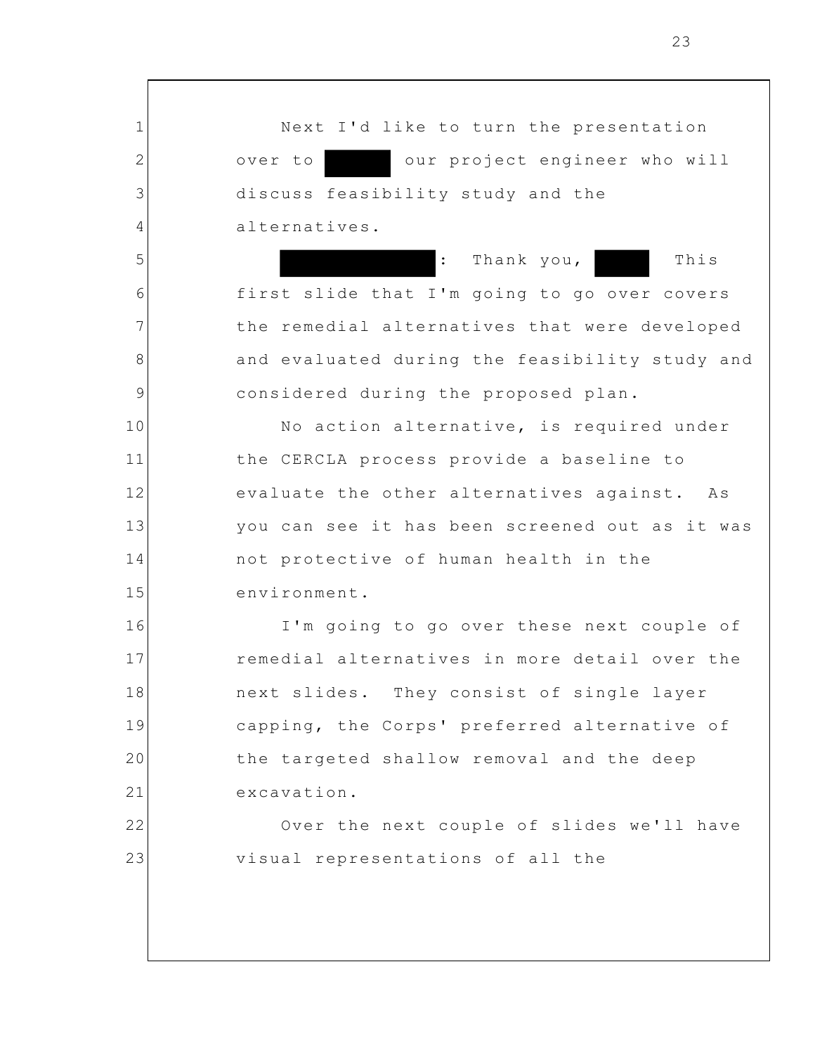Next I'd like to turn the presentation over to ██████ our project engineer who will discuss feasibility study and the alternatives.

██████████████: Thank you, █████ This first slide that I'm going to go over covers the remedial alternatives that were developed and evaluated during the feasibility study and considered during the proposed plan.

No action alternative, is required under the CERCLA process provide a baseline to evaluate the other alternatives against. As you can see it has been screened out as it was not protective of human health in the environment.

I'm going to go over these next couple of remedial alternatives in more detail over the next slides. They consist of single layer capping, the Corps' preferred alternative of the targeted shallow removal and the deep excavation.

Over the next couple of slides we'll have visual representations of all the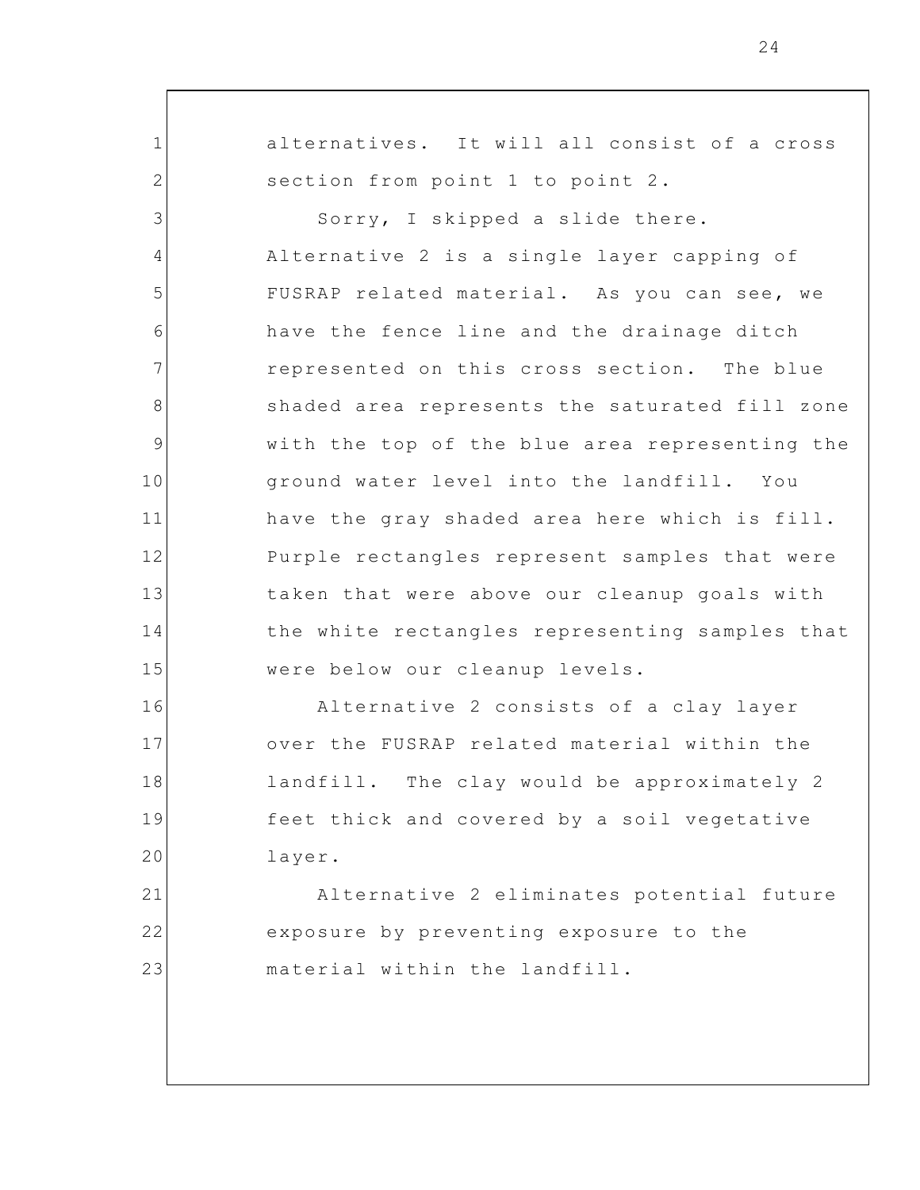alternatives. It will all consist of a cross section from point 1 to point 2.

Sorry, I skipped a slide there. Alternative 2 is a single layer capping of FUSRAP related material. As you can see, we have the fence line and the drainage ditch represented on this cross section. The blue shaded area represents the saturated fill zone with the top of the blue area representing the ground water level into the landfill. You have the gray shaded area here which is fill. Purple rectangles represent samples that were taken that were above our cleanup goals with the white rectangles representing samples that were below our cleanup levels.

Alternative 2 consists of a clay layer over the FUSRAP related material within the landfill. The clay would be approximately 2 feet thick and covered by a soil vegetative layer.

Alternative 2 eliminates potential future exposure by preventing exposure to the material within the landfill.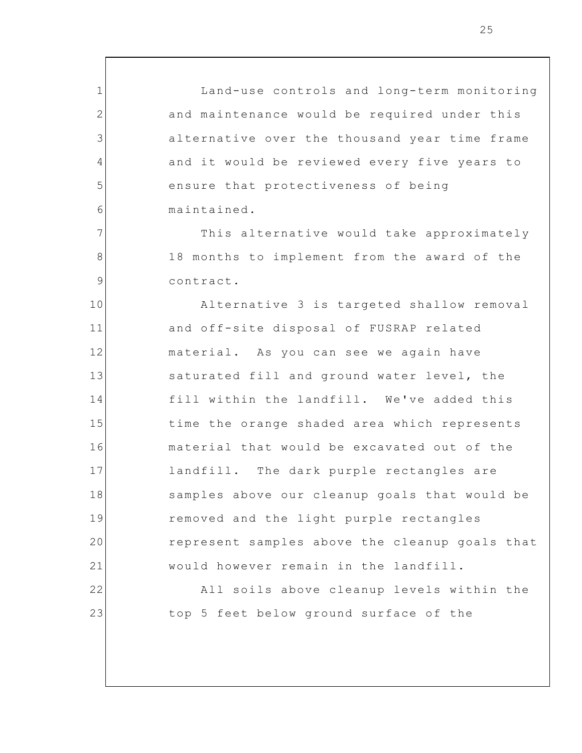Land-use controls and long-term monitoring and maintenance would be required under this alternative over the thousand year time frame and it would be reviewed every five years to ensure that protectiveness of being maintained.

This alternative would take approximately 18 months to implement from the award of the contract.

Alternative 3 is targeted shallow removal and off-site disposal of FUSRAP related material. As you can see we again have saturated fill and ground water level, the fill within the landfill. We've added this time the orange shaded area which represents material that would be excavated out of the landfill. The dark purple rectangles are samples above our cleanup goals that would be removed and the light purple rectangles represent samples above the cleanup goals that would however remain in the landfill.

All soils above cleanup levels within the top 5 feet below ground surface of the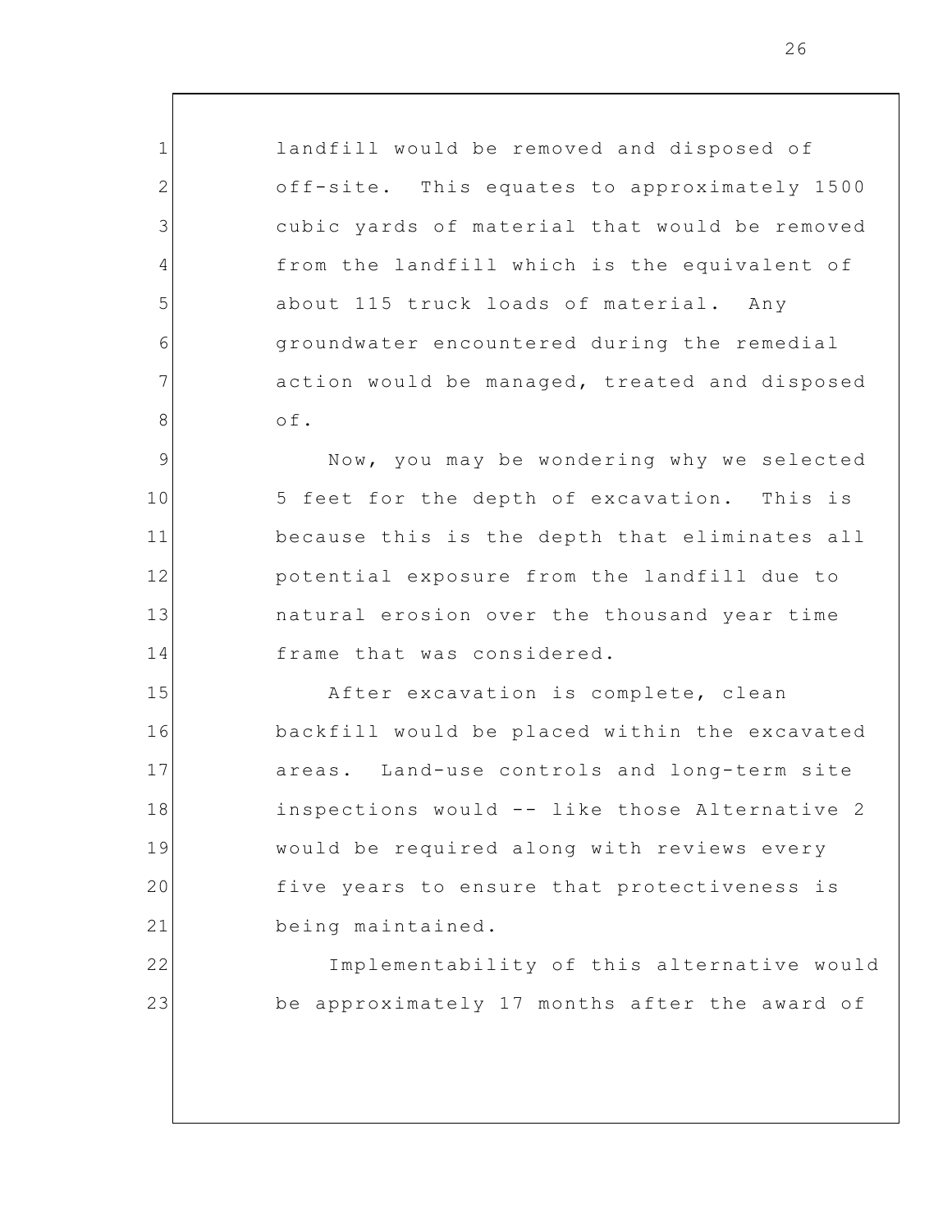landfill would be removed and disposed of off-site. This equates to approximately 1500 cubic yards of material that would be removed from the landfill which is the equivalent of about 115 truck loads of material. Any groundwater encountered during the remedial action would be managed, treated and disposed of.

Now, you may be wondering why we selected 5 feet for the depth of excavation. This is because this is the depth that eliminates all potential exposure from the landfill due to natural erosion over the thousand year time frame that was considered.

After excavation is complete, clean backfill would be placed within the excavated areas. Land-use controls and long-term site inspections would -- like those Alternative 2 would be required along with reviews every five years to ensure that protectiveness is being maintained.

Implementability of this alternative would be approximately 17 months after the award of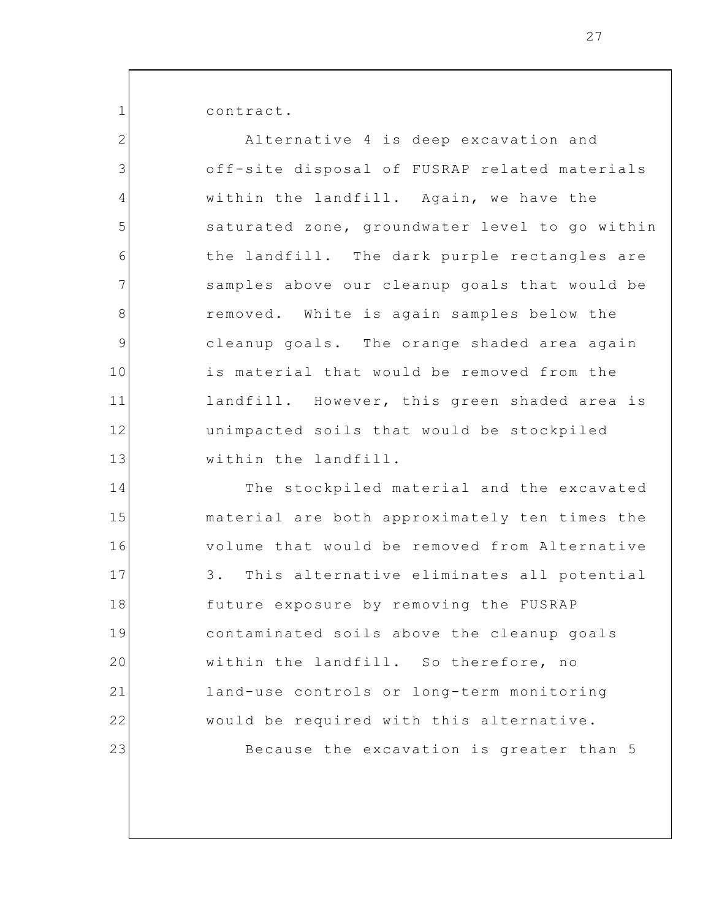contract.

Alternative 4 is deep excavation and off-site disposal of FUSRAP related materials within the landfill. Again, we have the saturated zone, groundwater level to go within the landfill. The dark purple rectangles are samples above our cleanup goals that would be removed. White is again samples below the cleanup goals. The orange shaded area again is material that would be removed from the landfill. However, this green shaded area is unimpacted soils that would be stockpiled within the landfill.

The stockpiled material and the excavated material are both approximately ten times the volume that would be removed from Alternative 3. This alternative eliminates all potential future exposure by removing the FUSRAP contaminated soils above the cleanup goals within the landfill. So therefore, no land-use controls or long-term monitoring would be required with this alternative.

Because the excavation is greater than 5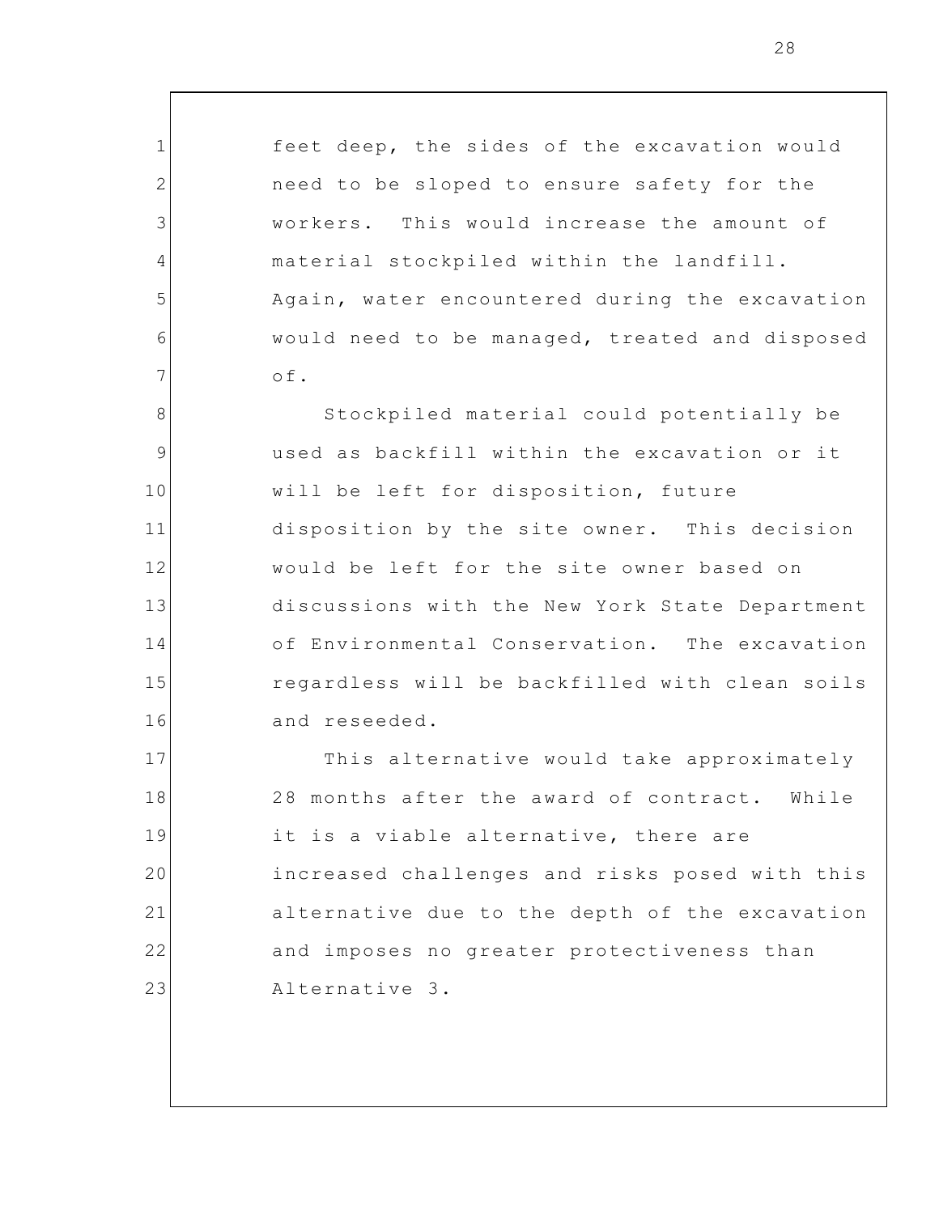feet deep, the sides of the excavation would need to be sloped to ensure safety for the workers. This would increase the amount of material stockpiled within the landfill. Again, water encountered during the excavation would need to be managed, treated and disposed of.

Stockpiled material could potentially be used as backfill within the excavation or it will be left for disposition, future disposition by the site owner. This decision would be left for the site owner based on discussions with the New York State Department of Environmental Conservation. The excavation regardless will be backfilled with clean soils and reseeded.

This alternative would take approximately 28 months after the award of contract. While it is a viable alternative, there are increased challenges and risks posed with this alternative due to the depth of the excavation and imposes no greater protectiveness than Alternative 3.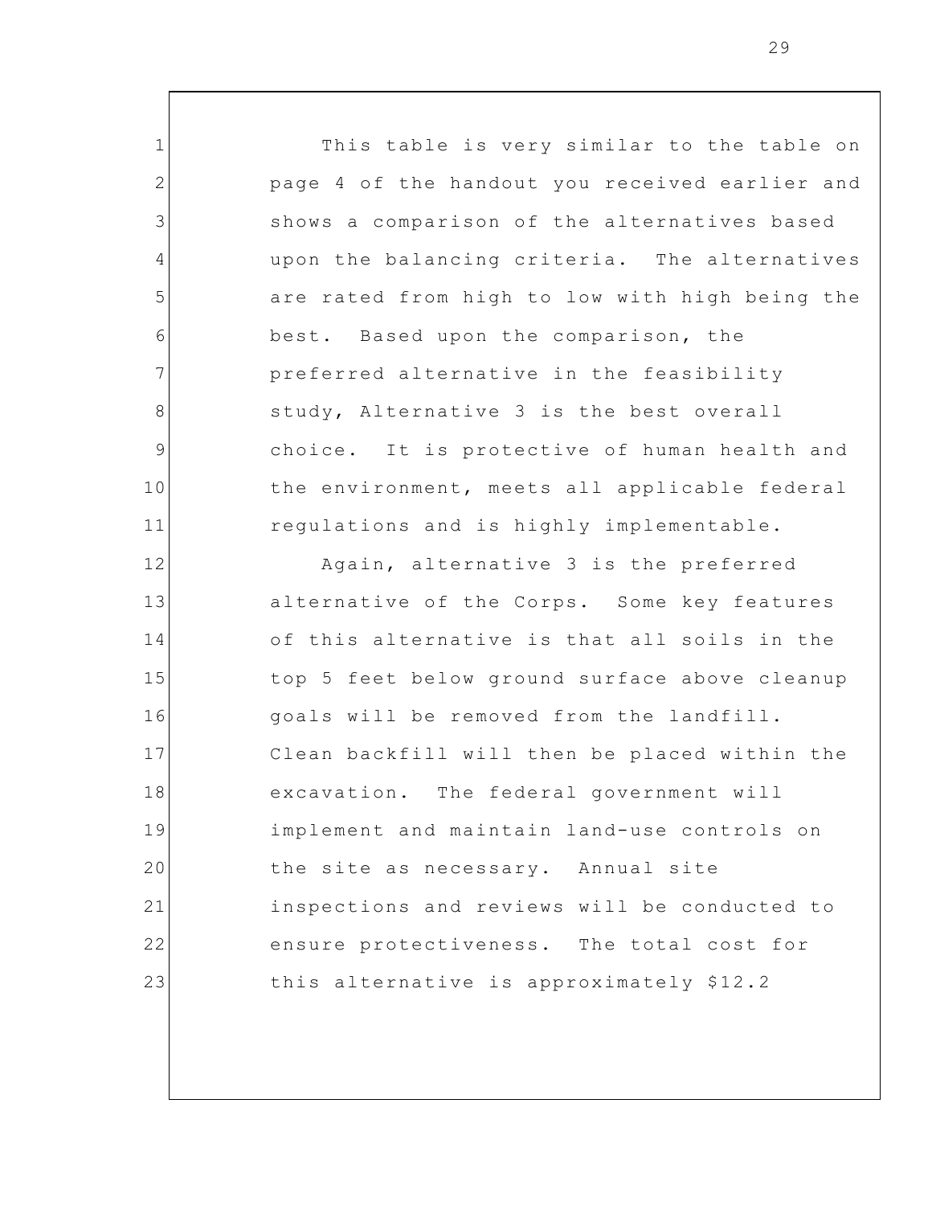This table is very similar to the table on page 4 of the handout you received earlier and shows a comparison of the alternatives based upon the balancing criteria. The alternatives are rated from high to low with high being the best. Based upon the comparison, the preferred alternative in the feasibility study, Alternative 3 is the best overall choice. It is protective of human health and the environment, meets all applicable federal regulations and is highly implementable.

Again, alternative 3 is the preferred alternative of the Corps. Some key features of this alternative is that all soils in the top 5 feet below ground surface above cleanup goals will be removed from the landfill. Clean backfill will then be placed within the excavation. The federal government will implement and maintain land-use controls on the site as necessary. Annual site inspections and reviews will be conducted to ensure protectiveness. The total cost for this alternative is approximately $12.2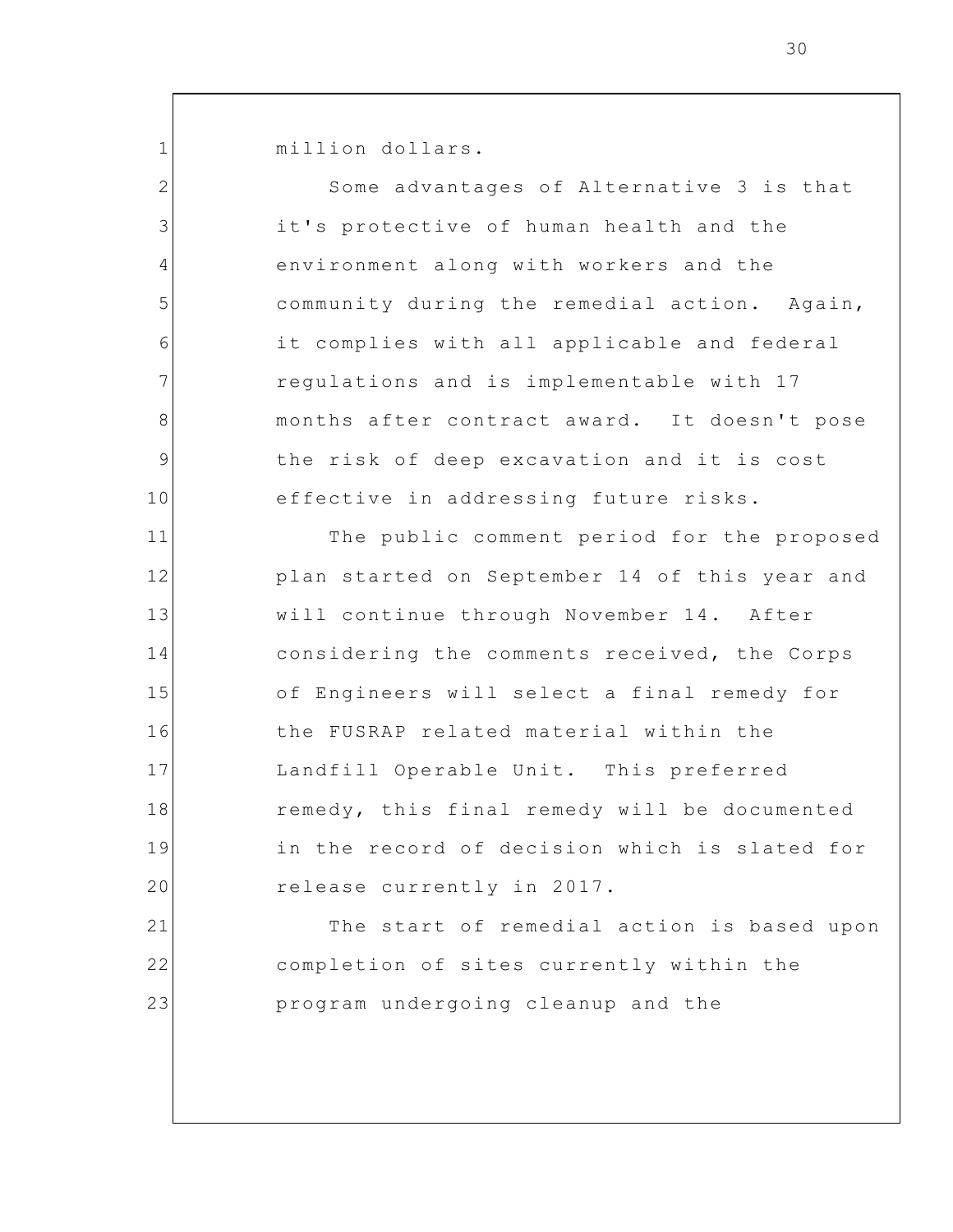million dollars.

Some advantages of Alternative 3 is that it's protective of human health and the environment along with workers and the community during the remedial action. Again, it complies with all applicable and federal regulations and is implementable with 17 months after contract award. It doesn't pose the risk of deep excavation and it is cost effective in addressing future risks.

The public comment period for the proposed plan started on September 14 of this year and will continue through November 14. After considering the comments received, the Corps of Engineers will select a final remedy for the FUSRAP related material within the Landfill Operable Unit. This preferred remedy, this final remedy will be documented in the record of decision which is slated for release currently in 2017.

The start of remedial action is based upon completion of sites currently within the program undergoing cleanup and the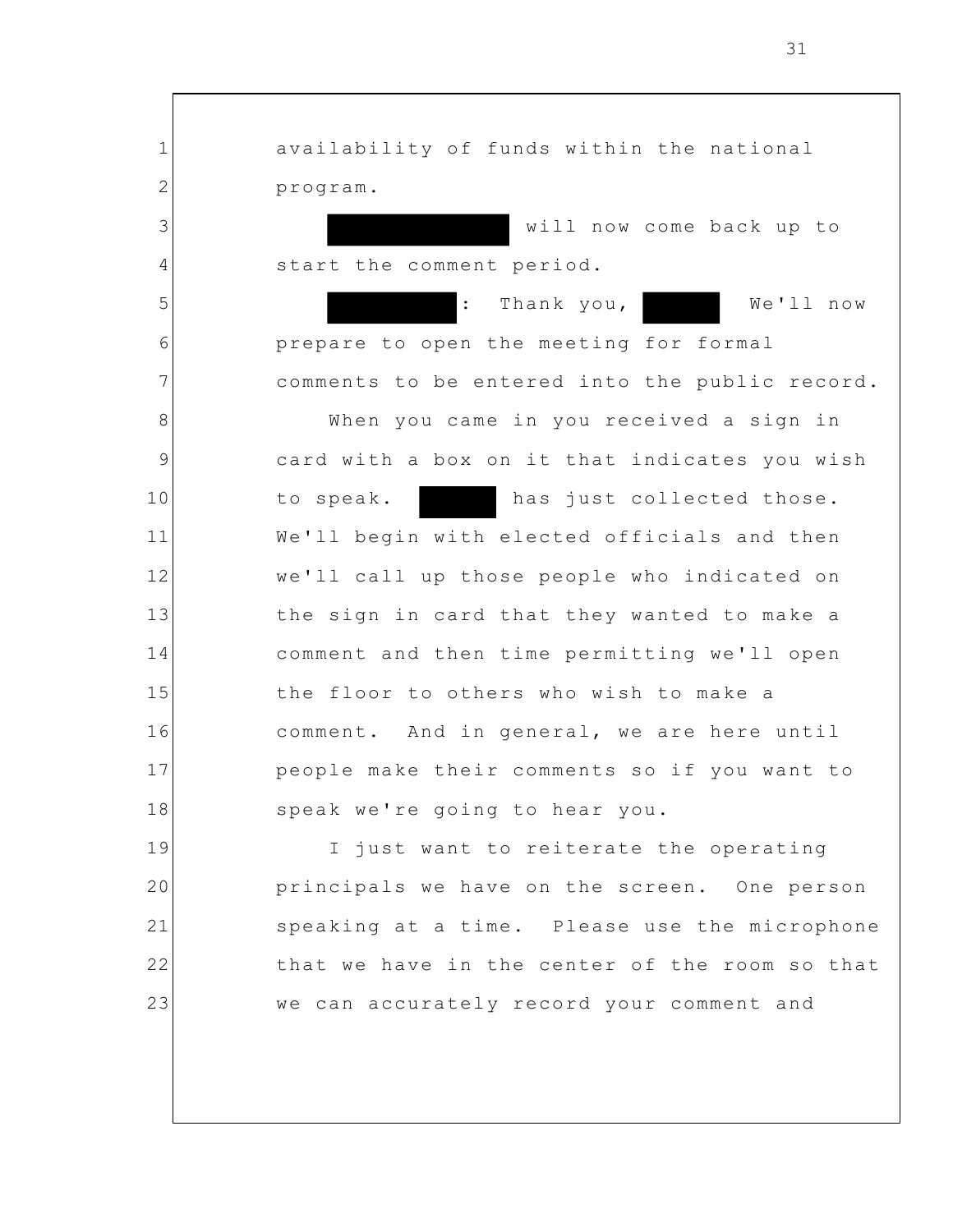availability of funds within the national program.

[REDACTED] will now come back up to start the comment period.

[REDACTED]: Thank you, [REDACTED] We'll now prepare to open the meeting for formal comments to be entered into the public record.

When you came in you received a sign in card with a box on it that indicates you wish to speak. [REDACTED] has just collected those. We'll begin with elected officials and then we'll call up those people who indicated on the sign in card that they wanted to make a comment and then time permitting we'll open the floor to others who wish to make a comment. And in general, we are here until people make their comments so if you want to speak we're going to hear you.

I just want to reiterate the operating principals we have on the screen. One person speaking at a time. Please use the microphone that we have in the center of the room so that we can accurately record your comment and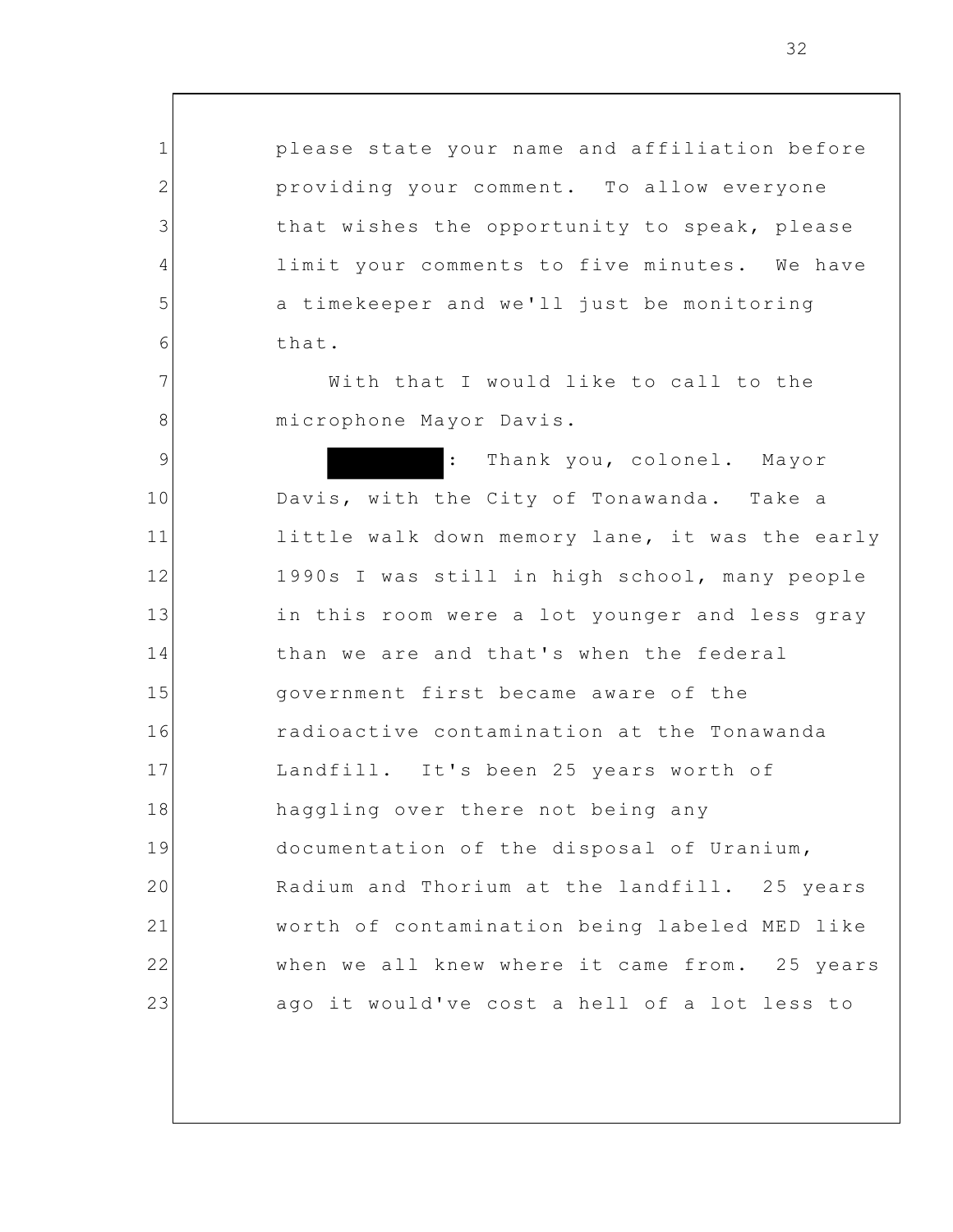please state your name and affiliation before providing your comment. To allow everyone that wishes the opportunity to speak, please limit your comments to five minutes. We have a timekeeper and we'll just be monitoring that.

With that I would like to call to the microphone Mayor Davis.

[REDACTED]: Thank you, colonel. Mayor Davis, with the City of Tonawanda. Take a little walk down memory lane, it was the early 1990s I was still in high school, many people in this room were a lot younger and less gray than we are and that's when the federal government first became aware of the radioactive contamination at the Tonawanda Landfill. It's been 25 years worth of haggling over there not being any documentation of the disposal of Uranium, Radium and Thorium at the landfill. 25 years worth of contamination being labeled MED like when we all knew where it came from. 25 years ago it would've cost a hell of a lot less to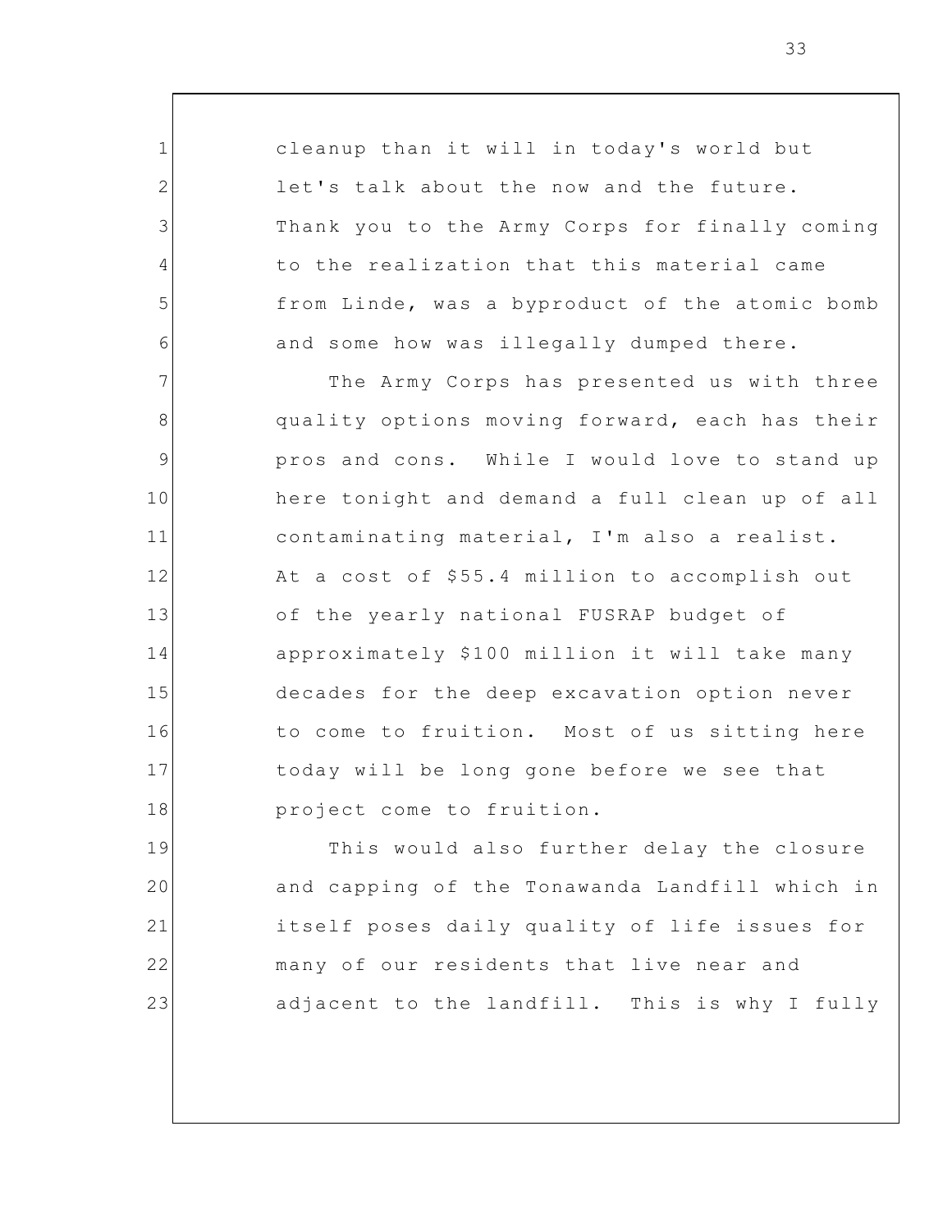cleanup than it will in today's world but let's talk about the now and the future. Thank you to the Army Corps for finally coming to the realization that this material came from Linde, was a byproduct of the atomic bomb and some how was illegally dumped there.

The Army Corps has presented us with three quality options moving forward, each has their pros and cons. While I would love to stand up here tonight and demand a full clean up of all contaminating material, I'm also a realist. At a cost of $55.4 million to accomplish out of the yearly national FUSRAP budget of approximately $100 million it will take many decades for the deep excavation option never to come to fruition. Most of us sitting here today will be long gone before we see that project come to fruition.

This would also further delay the closure and capping of the Tonawanda Landfill which in itself poses daily quality of life issues for many of our residents that live near and adjacent to the landfill. This is why I fully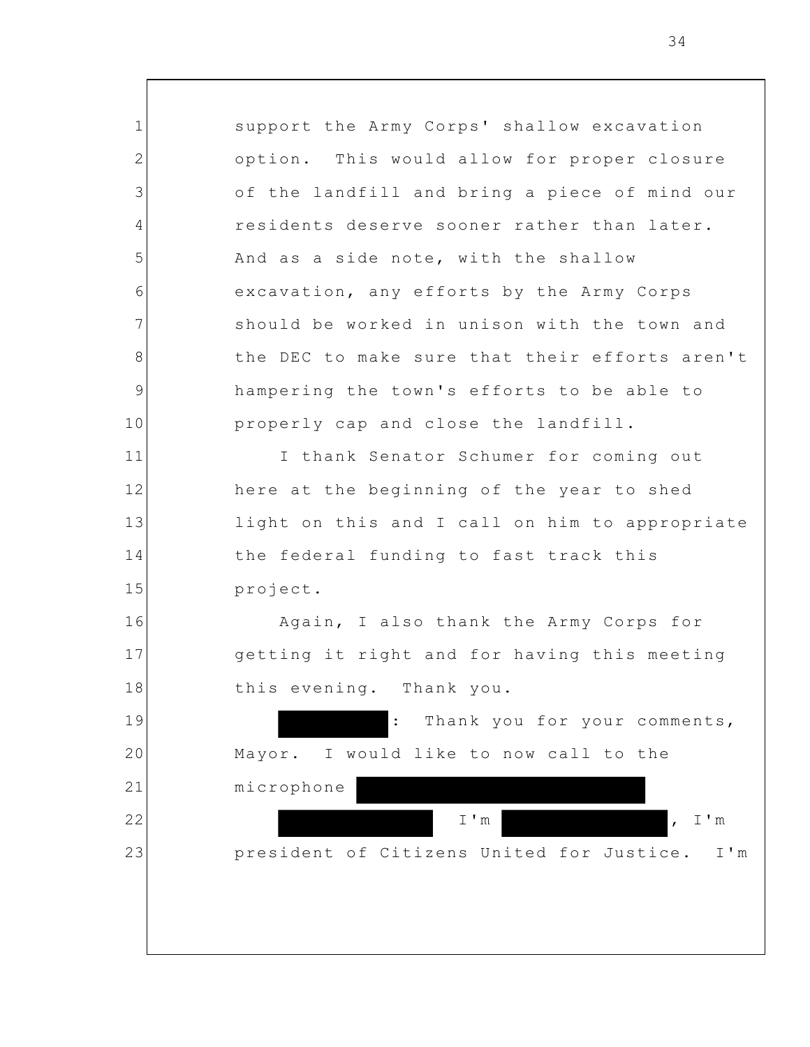support the Army Corps' shallow excavation option. This would allow for proper closure of the landfill and bring a piece of mind our residents deserve sooner rather than later. And as a side note, with the shallow excavation, any efforts by the Army Corps should be worked in unison with the town and the DEC to make sure that their efforts aren't hampering the town's efforts to be able to properly cap and close the landfill.

I thank Senator Schumer for coming out here at the beginning of the year to shed light on this and I call on him to appropriate the federal funding to fast track this project.

Again, I also thank the Army Corps for getting it right and for having this meeting this evening. Thank you.

█████: Thank you for your comments, Mayor. I would like to now call to the microphone ██████████

██████ I'm ██████, I'm president of Citizens United for Justice. I'm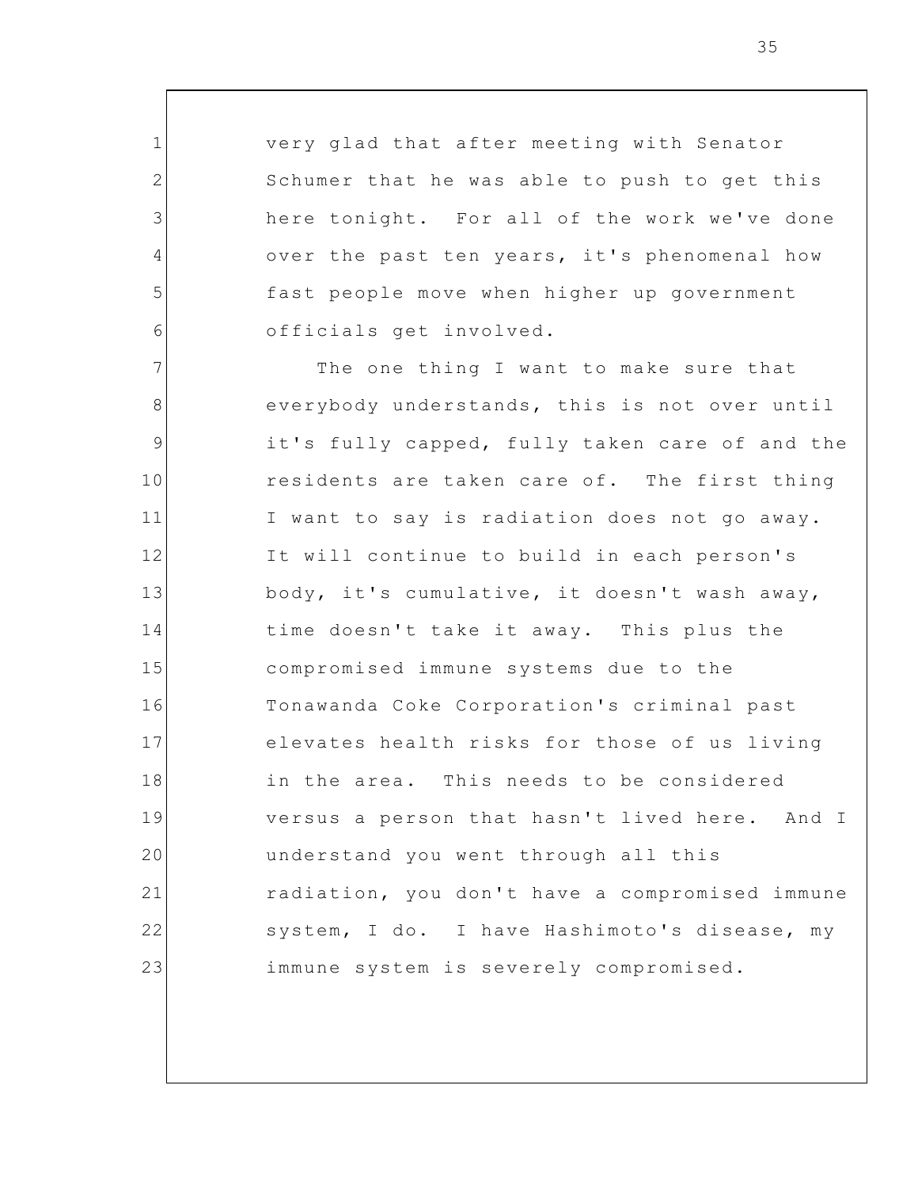very glad that after meeting with Senator Schumer that he was able to push to get this here tonight. For all of the work we've done over the past ten years, it's phenomenal how fast people move when higher up government officials get involved.

The one thing I want to make sure that everybody understands, this is not over until it's fully capped, fully taken care of and the residents are taken care of. The first thing I want to say is radiation does not go away. It will continue to build in each person's body, it's cumulative, it doesn't wash away, time doesn't take it away. This plus the compromised immune systems due to the Tonawanda Coke Corporation's criminal past elevates health risks for those of us living in the area. This needs to be considered versus a person that hasn't lived here. And I understand you went through all this radiation, you don't have a compromised immune system, I do. I have Hashimoto's disease, my immune system is severely compromised.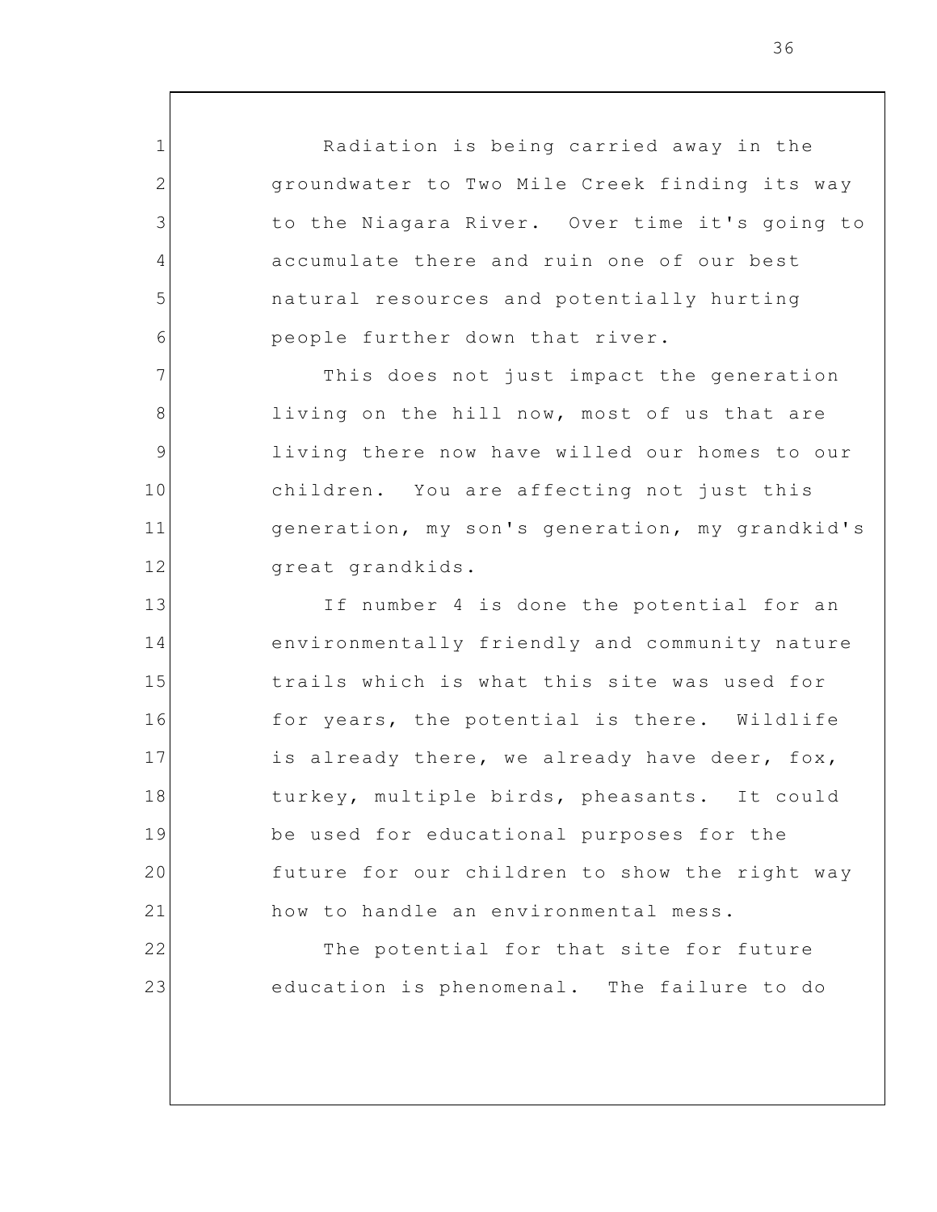Radiation is being carried away in the groundwater to Two Mile Creek finding its way to the Niagara River. Over time it's going to accumulate there and ruin one of our best natural resources and potentially hurting people further down that river.

This does not just impact the generation living on the hill now, most of us that are living there now have willed our homes to our children. You are affecting not just this generation, my son's generation, my grandkid's great grandkids.

If number 4 is done the potential for an environmentally friendly and community nature trails which is what this site was used for for years, the potential is there. Wildlife is already there, we already have deer, fox, turkey, multiple birds, pheasants. It could be used for educational purposes for the future for our children to show the right way how to handle an environmental mess.

The potential for that site for future education is phenomenal. The failure to do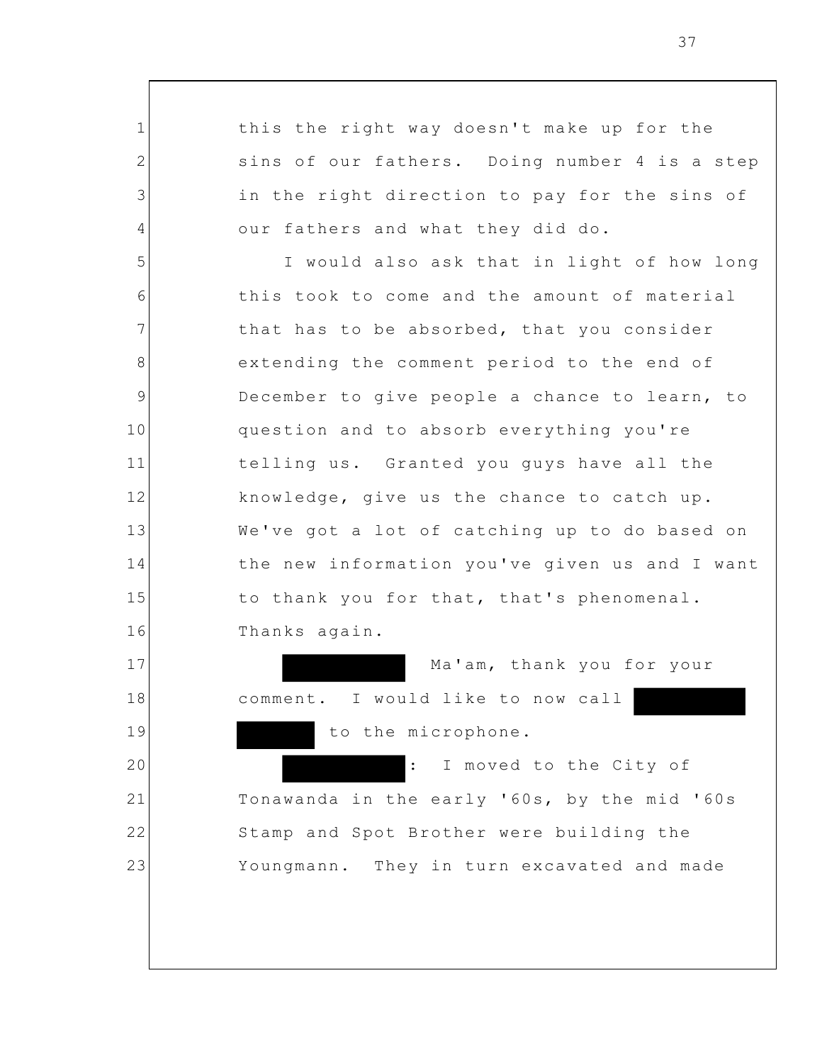this the right way doesn't make up for the sins of our fathers. Doing number 4 is a step in the right direction to pay for the sins of our fathers and what they did do.

I would also ask that in light of how long this took to come and the amount of material that has to be absorbed, that you consider extending the comment period to the end of December to give people a chance to learn, to question and to absorb everything you're telling us. Granted you guys have all the knowledge, give us the chance to catch up. We've got a lot of catching up to do based on the new information you've given us and I want to thank you for that, that's phenomenal. Thanks again.

██████████ Ma'am, thank you for your comment. I would like to now call ██████████ ██████ to the microphone.

██████████: I moved to the City of Tonawanda in the early '60s, by the mid '60s Stamp and Spot Brother were building the Youngmann. They in turn excavated and made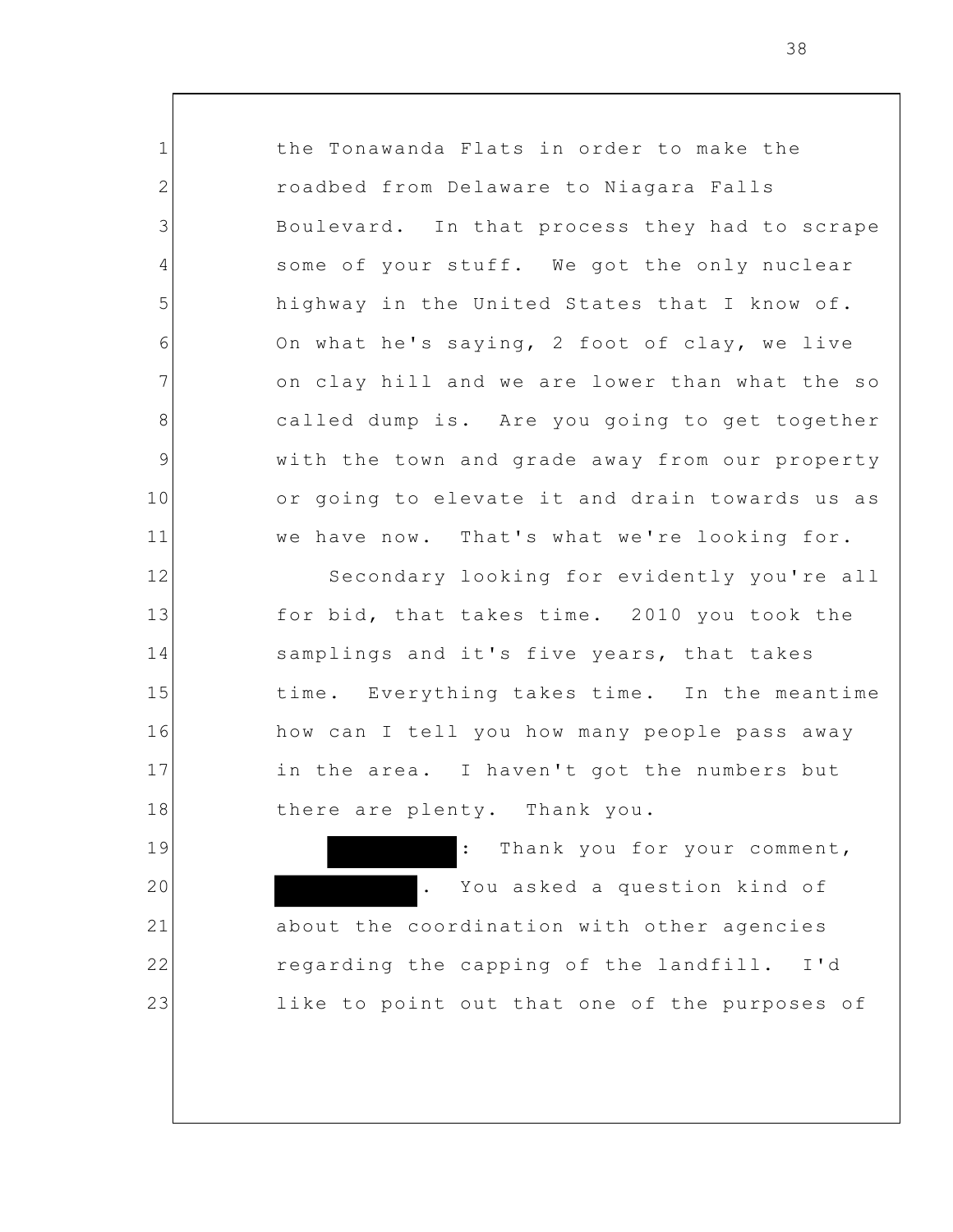the Tonawanda Flats in order to make the roadbed from Delaware to Niagara Falls Boulevard. In that process they had to scrape some of your stuff. We got the only nuclear highway in the United States that I know of. On what he's saying, 2 foot of clay, we live on clay hill and we are lower than what the so called dump is. Are you going to get together with the town and grade away from our property or going to elevate it and drain towards us as we have now. That's what we're looking for.

Secondary looking for evidently you're all for bid, that takes time. 2010 you took the samplings and it's five years, that takes time. Everything takes time. In the meantime how can I tell you how many people pass away in the area. I haven't got the numbers but there are plenty. Thank you.

[REDACTED]: Thank you for your comment, [REDACTED]. You asked a question kind of about the coordination with other agencies regarding the capping of the landfill. I'd like to point out that one of the purposes of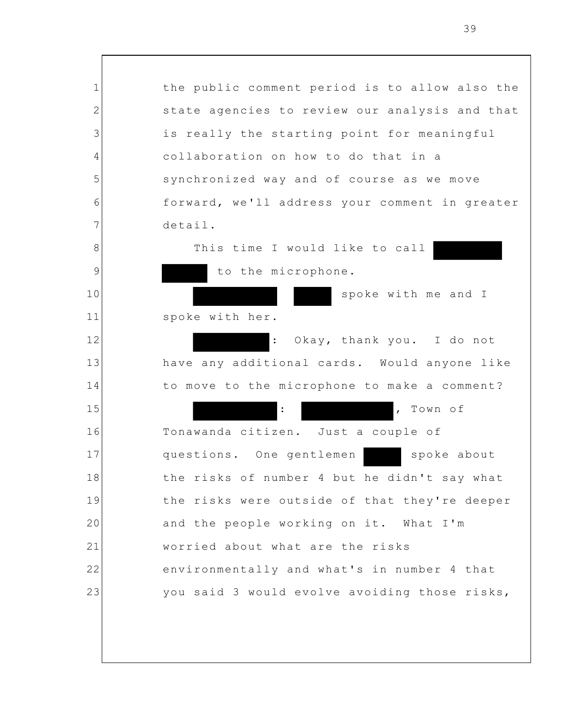the public comment period is to allow also the state agencies to review our analysis and that is really the starting point for meaningful collaboration on how to do that in a synchronized way and of course as we move forward, we'll address your comment in greater detail.

This time I would like to call [REDACTED] [REDACTED] to the microphone.

[REDACTED] [REDACTED] spoke with me and I spoke with her.

[REDACTED]: Okay, thank you. I do not have any additional cards. Would anyone like to move to the microphone to make a comment?

[REDACTED]: [REDACTED], Town of Tonawanda citizen. Just a couple of questions. One gentlemen [REDACTED] spoke about the risks of number 4 but he didn't say what the risks were outside of that they're deeper and the people working on it. What I'm worried about what are the risks environmentally and what's in number 4 that you said 3 would evolve avoiding those risks,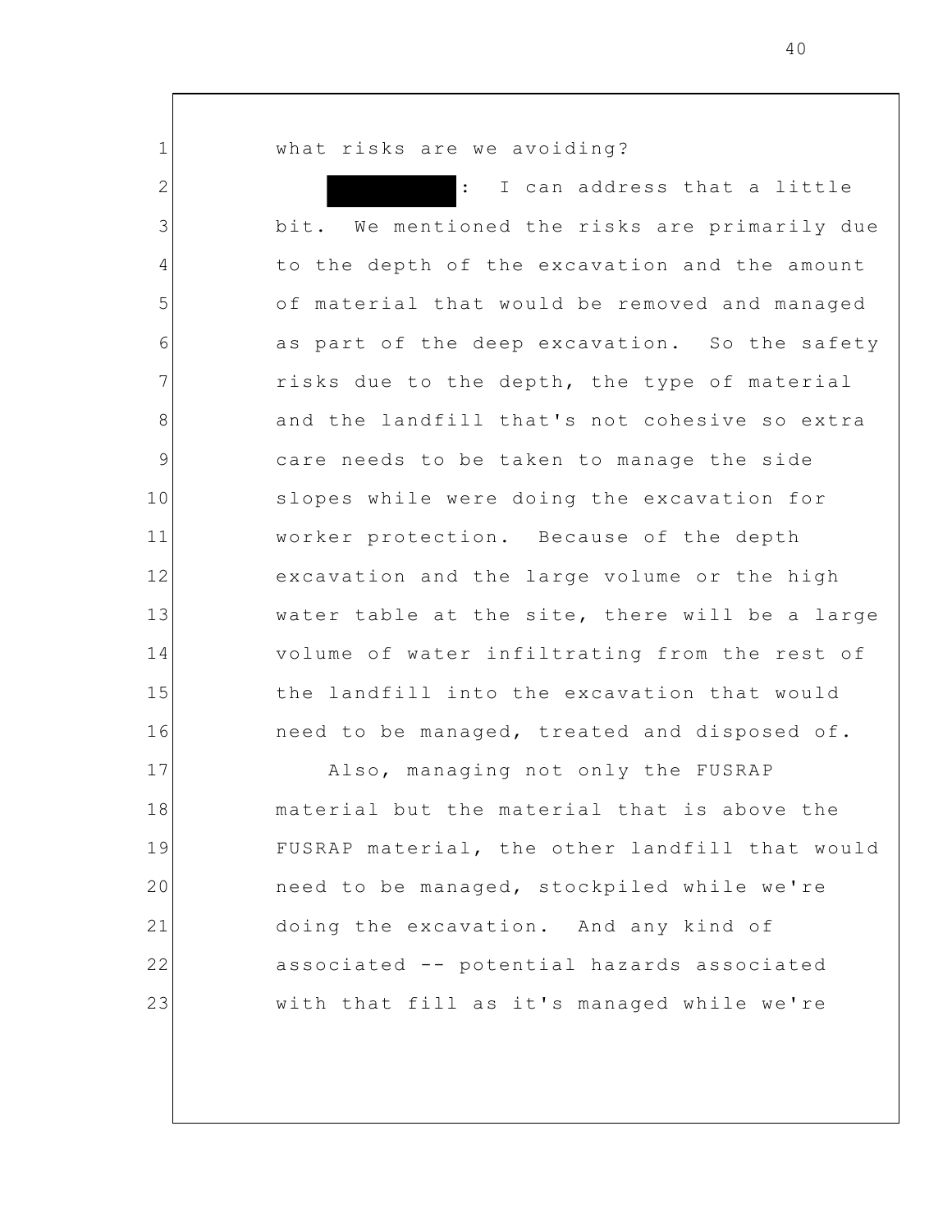what risks are we avoiding?

█████████: I can address that a little bit. We mentioned the risks are primarily due to the depth of the excavation and the amount of material that would be removed and managed as part of the deep excavation. So the safety risks due to the depth, the type of material and the landfill that's not cohesive so extra care needs to be taken to manage the side slopes while were doing the excavation for worker protection. Because of the depth excavation and the large volume or the high water table at the site, there will be a large volume of water infiltrating from the rest of the landfill into the excavation that would need to be managed, treated and disposed of.

Also, managing not only the FUSRAP material but the material that is above the FUSRAP material, the other landfill that would need to be managed, stockpiled while we're doing the excavation. And any kind of associated -- potential hazards associated with that fill as it's managed while we're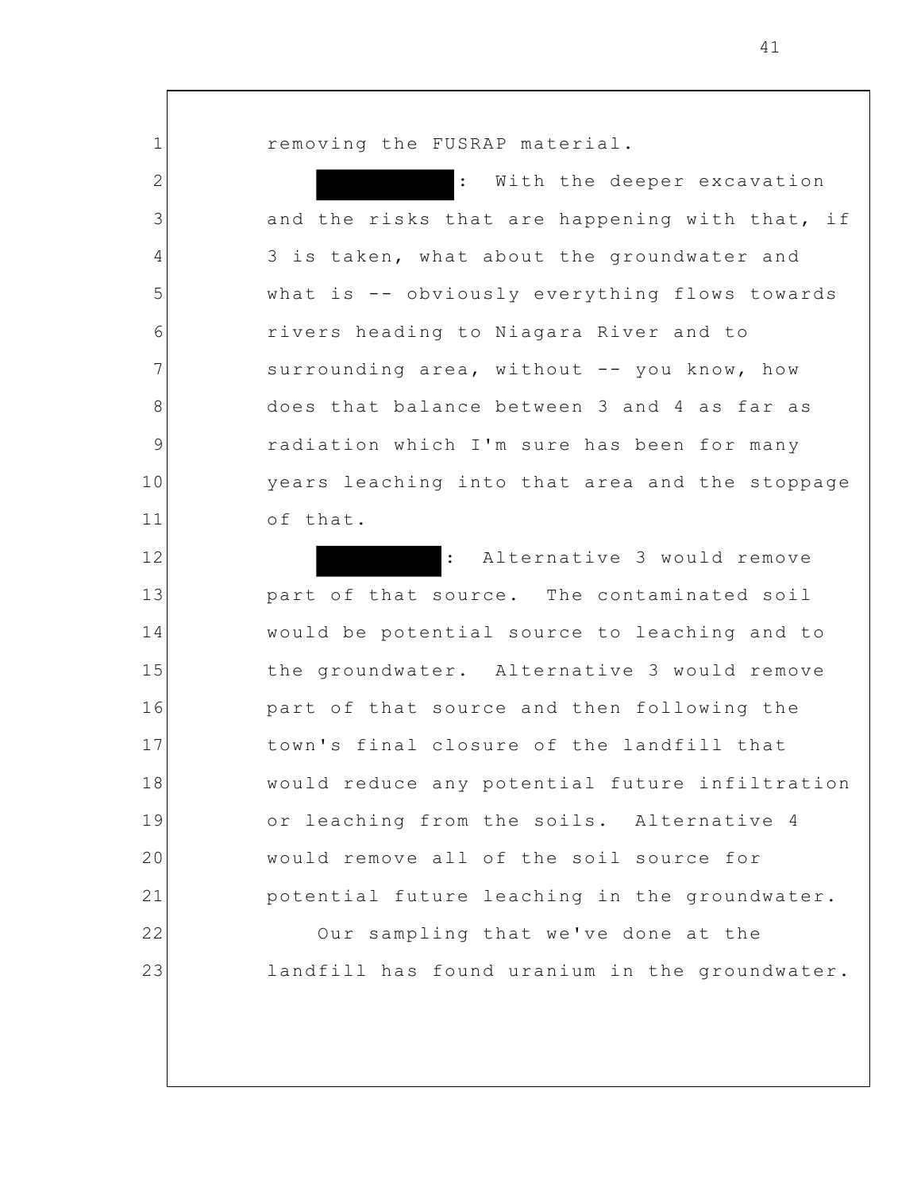removing the FUSRAP material.

[REDACTED]: With the deeper excavation and the risks that are happening with that, if 3 is taken, what about the groundwater and what is -- obviously everything flows towards rivers heading to Niagara River and to surrounding area, without -- you know, how does that balance between 3 and 4 as far as radiation which I'm sure has been for many years leaching into that area and the stoppage of that.

[REDACTED]: Alternative 3 would remove part of that source. The contaminated soil would be potential source to leaching and to the groundwater. Alternative 3 would remove part of that source and then following the town's final closure of the landfill that would reduce any potential future infiltration or leaching from the soils. Alternative 4 would remove all of the soil source for potential future leaching in the groundwater.

Our sampling that we've done at the landfill has found uranium in the groundwater.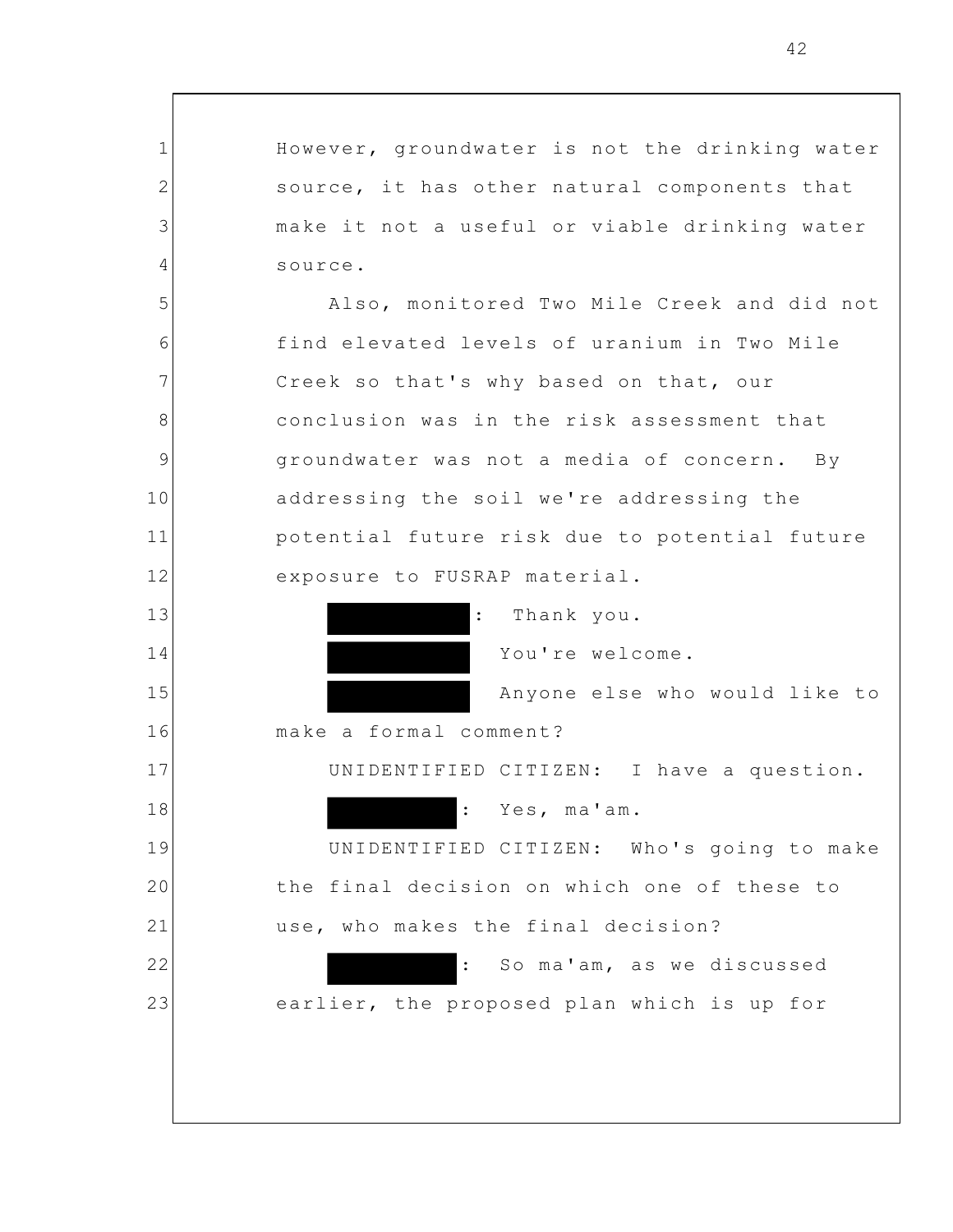However, groundwater is not the drinking water source, it has other natural components that make it not a useful or viable drinking water source.

Also, monitored Two Mile Creek and did not find elevated levels of uranium in Two Mile Creek so that's why based on that, our conclusion was in the risk assessment that groundwater was not a media of concern. By addressing the soil we're addressing the potential future risk due to potential future exposure to FUSRAP material.

[REDACTED]: Thank you.

[REDACTED] You're welcome.

[REDACTED] Anyone else who would like to make a formal comment?

UNIDENTIFIED CITIZEN: I have a question.

[REDACTED]: Yes, ma'am.

UNIDENTIFIED CITIZEN: Who's going to make the final decision on which one of these to use, who makes the final decision?

[REDACTED]: So ma'am, as we discussed earlier, the proposed plan which is up for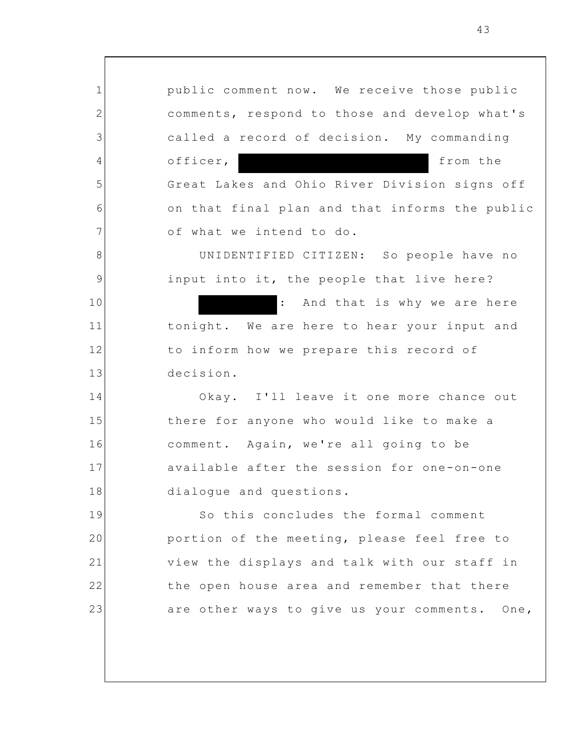public comment now. We receive those public comments, respond to those and develop what's called a record of decision. My commanding officer, [REDACTED] from the Great Lakes and Ohio River Division signs off on that final plan and that informs the public of what we intend to do.

UNIDENTIFIED CITIZEN: So people have no input into it, the people that live here?

[REDACTED]: And that is why we are here tonight. We are here to hear your input and to inform how we prepare this record of decision.

Okay. I'll leave it one more chance out there for anyone who would like to make a comment. Again, we're all going to be available after the session for one-on-one dialogue and questions.

So this concludes the formal comment portion of the meeting, please feel free to view the displays and talk with our staff in the open house area and remember that there are other ways to give us your comments. One,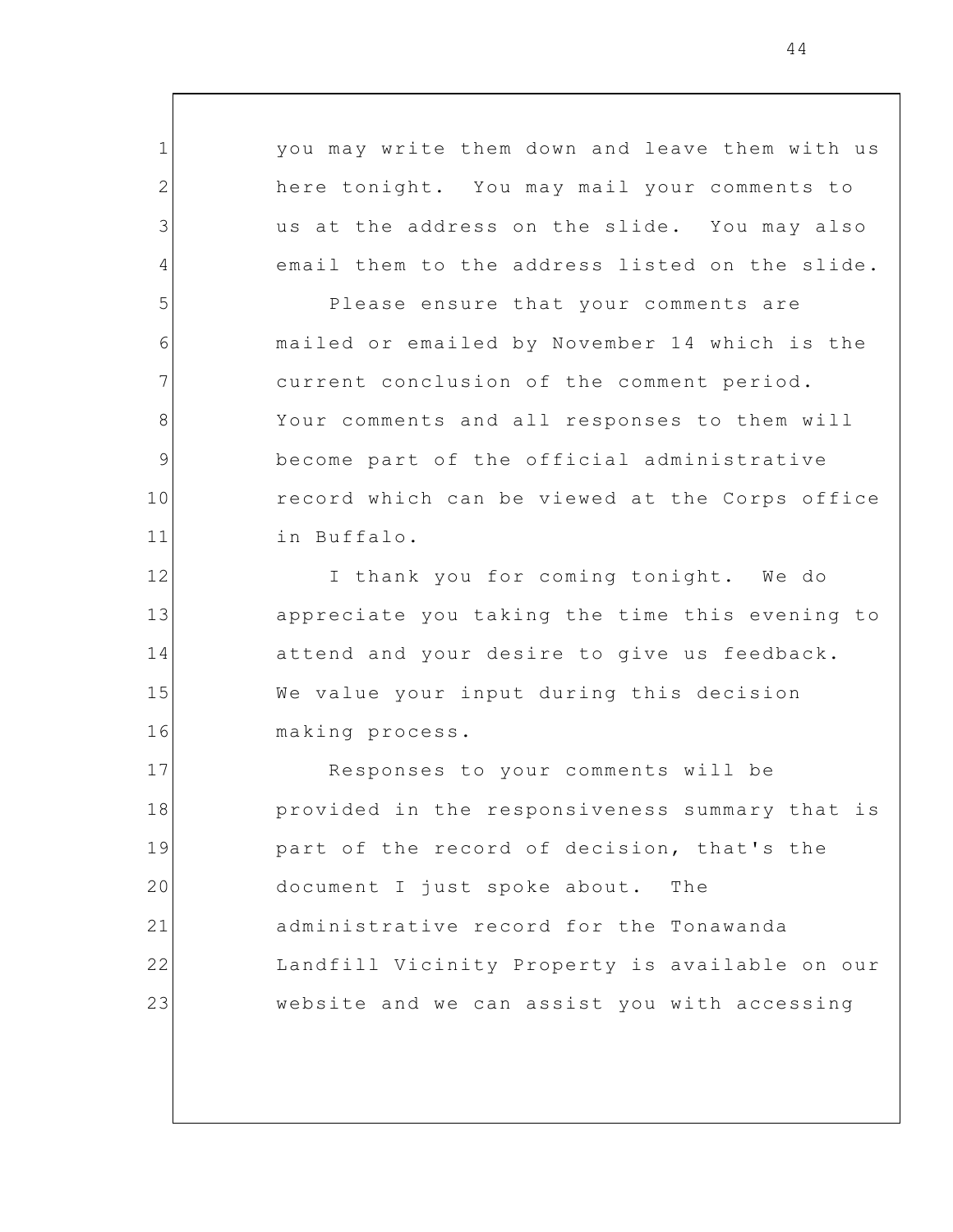you may write them down and leave them with us here tonight. You may mail your comments to us at the address on the slide. You may also email them to the address listed on the slide.

Please ensure that your comments are mailed or emailed by November 14 which is the current conclusion of the comment period. Your comments and all responses to them will become part of the official administrative record which can be viewed at the Corps office in Buffalo.

I thank you for coming tonight. We do appreciate you taking the time this evening to attend and your desire to give us feedback. We value your input during this decision making process.

Responses to your comments will be provided in the responsiveness summary that is part of the record of decision, that's the document I just spoke about. The administrative record for the Tonawanda Landfill Vicinity Property is available on our website and we can assist you with accessing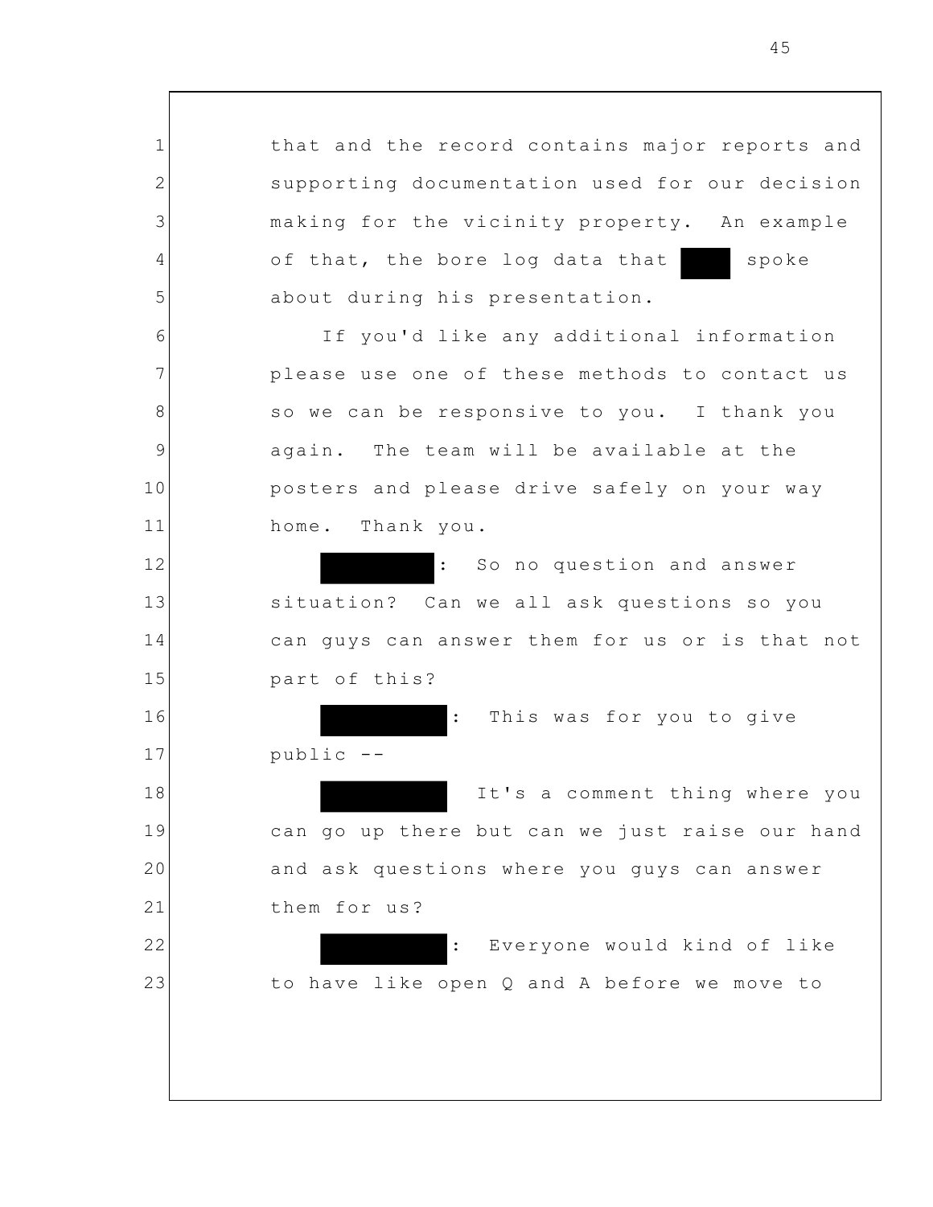that and the record contains major reports and supporting documentation used for our decision making for the vicinity property. An example of that, the bore log data that ███ spoke about during his presentation.

If you'd like any additional information please use one of these methods to contact us so we can be responsive to you. I thank you again. The team will be available at the posters and please drive safely on your way home. Thank you.

██████: So no question and answer situation? Can we all ask questions so you can guys can answer them for us or is that not part of this?

██████: This was for you to give public --

██████ It's a comment thing where you can go up there but can we just raise our hand and ask questions where you guys can answer them for us?

██████: Everyone would kind of like to have like open Q and A before we move to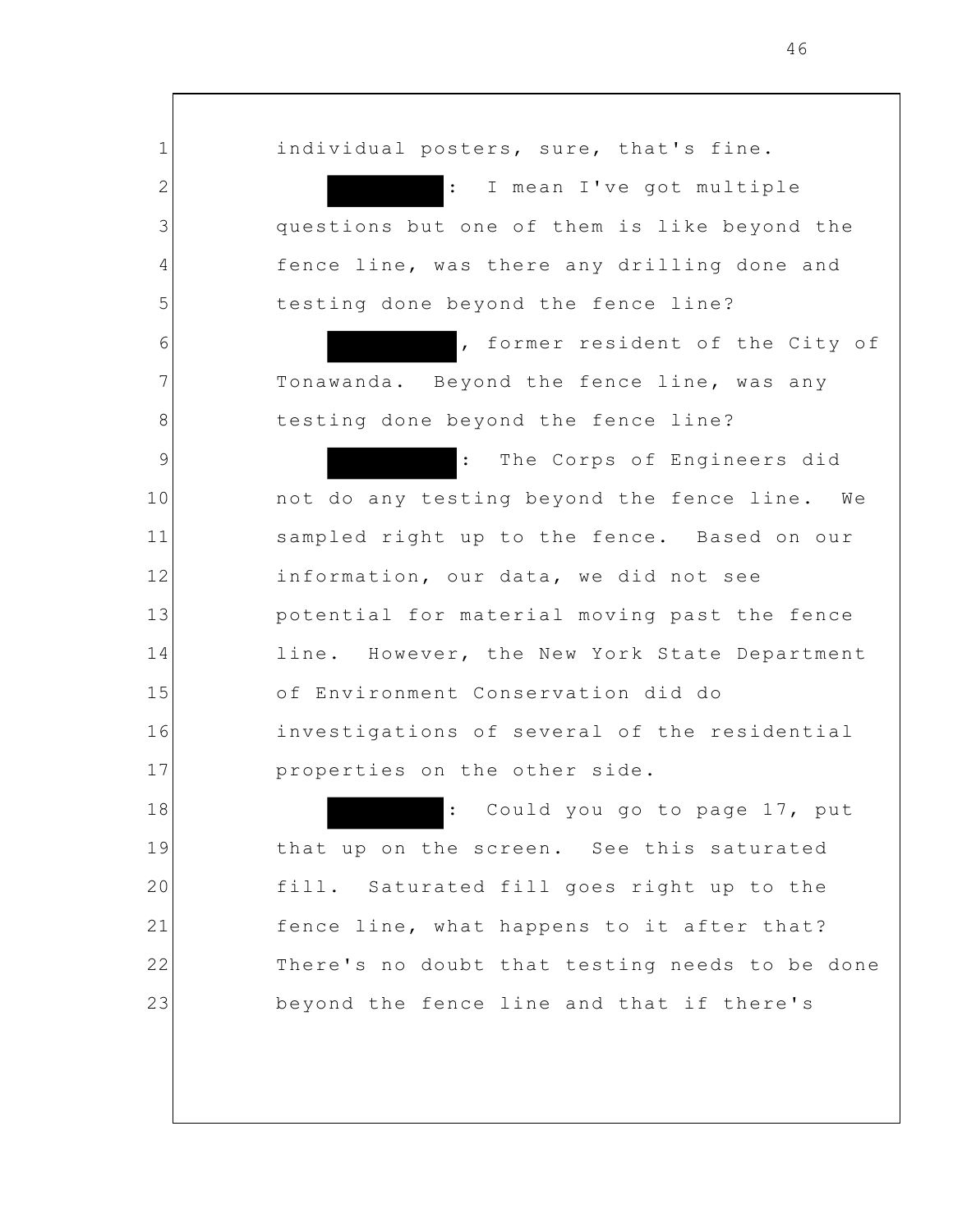individual posters, sure, that's fine.

[REDACTED]: I mean I've got multiple questions but one of them is like beyond the fence line, was there any drilling done and testing done beyond the fence line?

[REDACTED], former resident of the City of Tonawanda. Beyond the fence line, was any testing done beyond the fence line?

[REDACTED]: The Corps of Engineers did not do any testing beyond the fence line. We sampled right up to the fence. Based on our information, our data, we did not see potential for material moving past the fence line. However, the New York State Department of Environment Conservation did do investigations of several of the residential properties on the other side.

[REDACTED]: Could you go to page 17, put that up on the screen. See this saturated fill. Saturated fill goes right up to the fence line, what happens to it after that? There's no doubt that testing needs to be done beyond the fence line and that if there's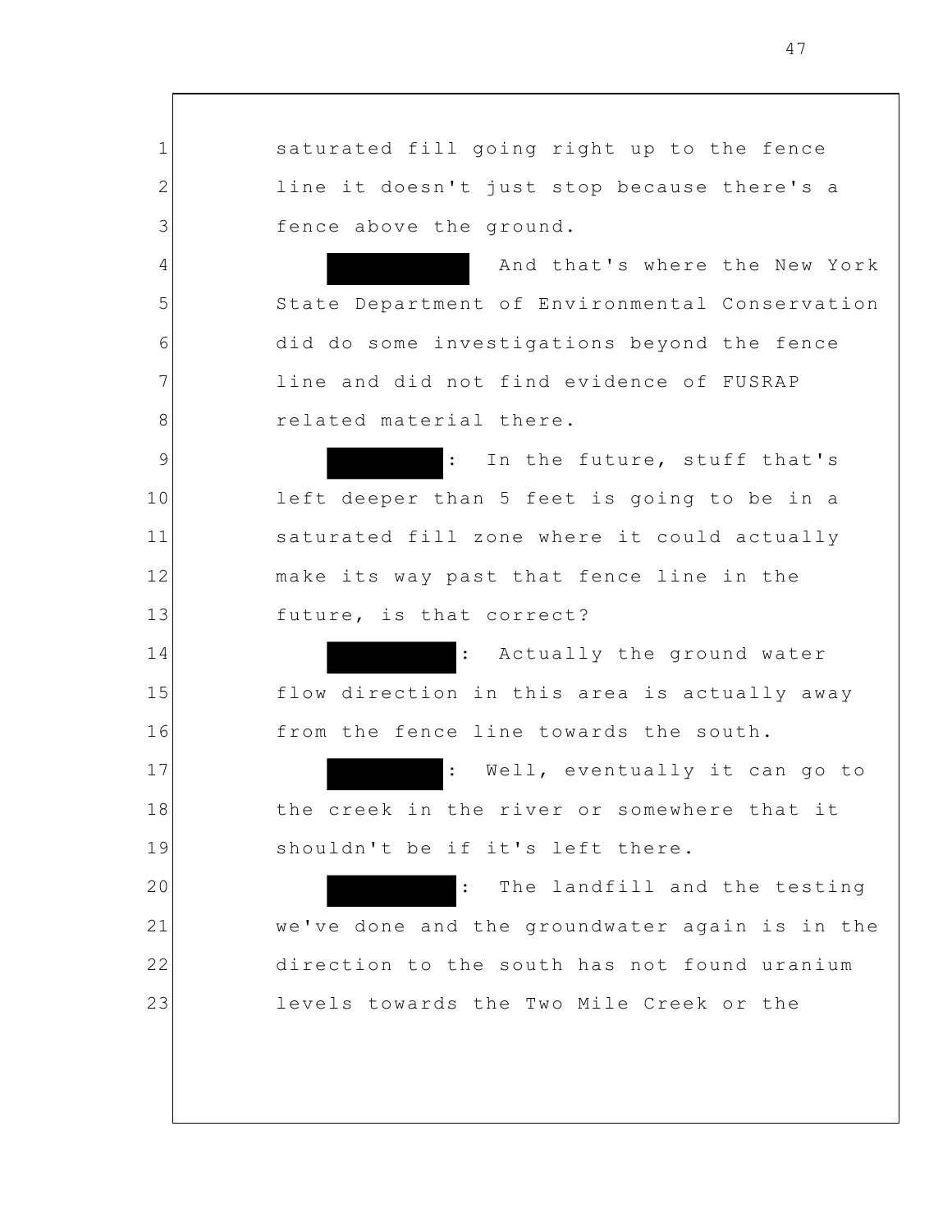saturated fill going right up to the fence line it doesn't just stop because there's a fence above the ground.

[REDACTED] And that's where the New York State Department of Environmental Conservation did do some investigations beyond the fence line and did not find evidence of FUSRAP related material there.

[REDACTED]: In the future, stuff that's left deeper than 5 feet is going to be in a saturated fill zone where it could actually make its way past that fence line in the future, is that correct?

[REDACTED]: Actually the ground water flow direction in this area is actually away from the fence line towards the south.

[REDACTED]: Well, eventually it can go to the creek in the river or somewhere that it shouldn't be if it's left there.

[REDACTED]: The landfill and the testing we've done and the groundwater again is in the direction to the south has not found uranium levels towards the Two Mile Creek or the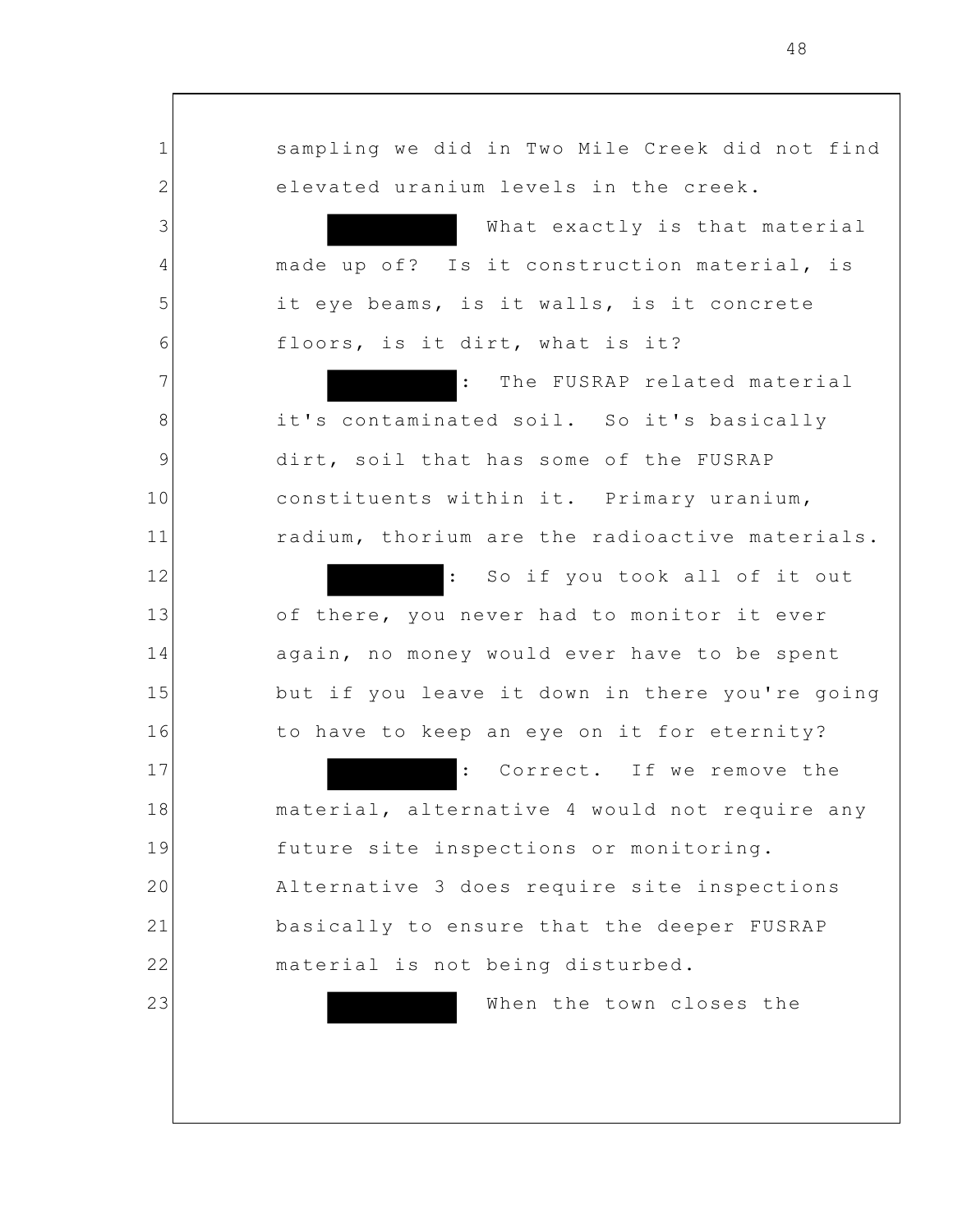sampling we did in Two Mile Creek did not find elevated uranium levels in the creek.

[REDACTED] What exactly is that material made up of? Is it construction material, is it eye beams, is it walls, is it concrete floors, is it dirt, what is it?

[REDACTED]: The FUSRAP related material it's contaminated soil. So it's basically dirt, soil that has some of the FUSRAP constituents within it. Primary uranium, radium, thorium are the radioactive materials.

[REDACTED]: So if you took all of it out of there, you never had to monitor it ever again, no money would ever have to be spent but if you leave it down in there you're going to have to keep an eye on it for eternity?

[REDACTED]: Correct. If we remove the material, alternative 4 would not require any future site inspections or monitoring. Alternative 3 does require site inspections basically to ensure that the deeper FUSRAP material is not being disturbed.

[REDACTED] When the town closes the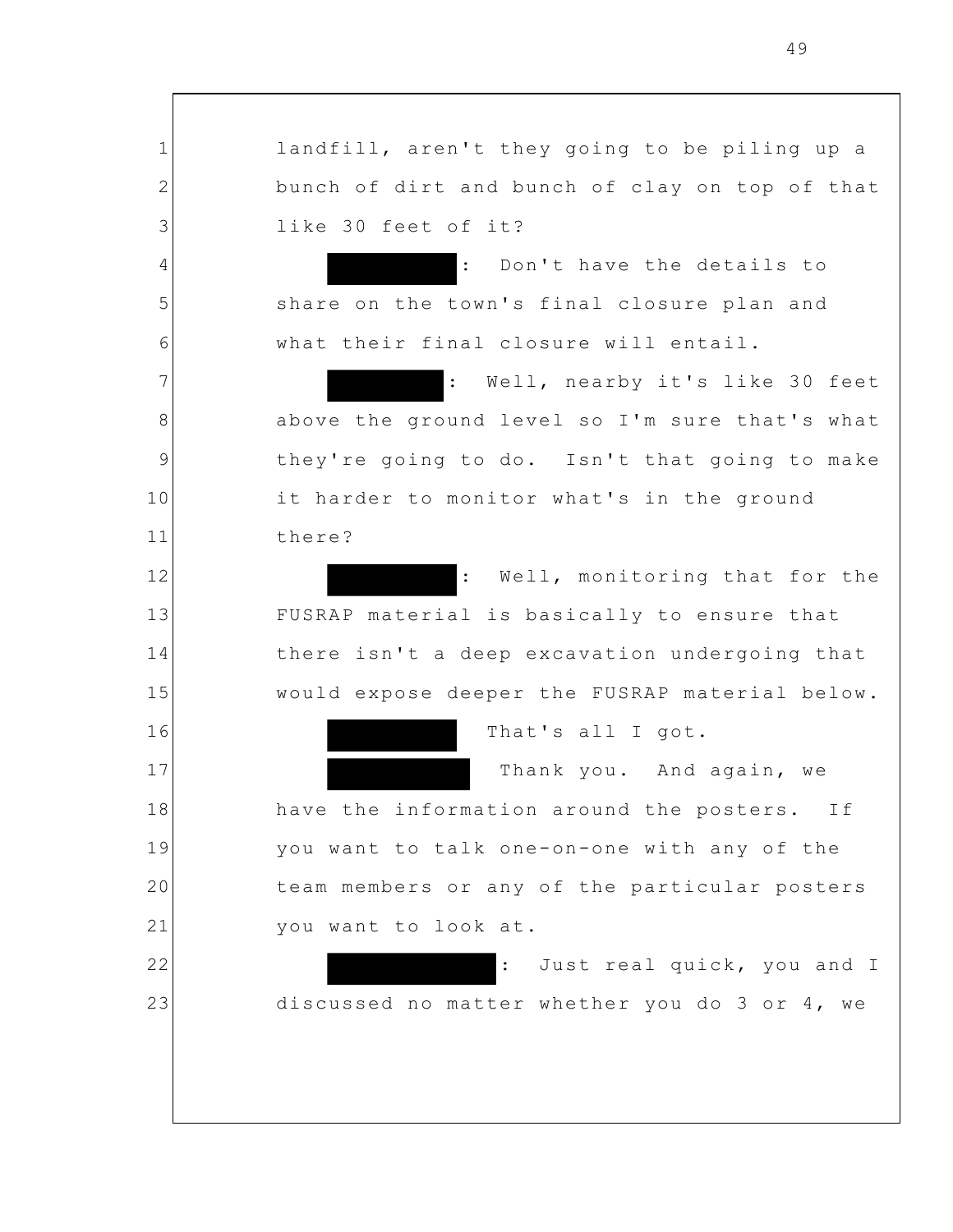landfill, aren't they going to be piling up a bunch of dirt and bunch of clay on top of that like 30 feet of it?

[REDACTED]: Don't have the details to share on the town's final closure plan and what their final closure will entail.

[REDACTED]: Well, nearby it's like 30 feet above the ground level so I'm sure that's what they're going to do. Isn't that going to make it harder to monitor what's in the ground there?

[REDACTED]: Well, monitoring that for the FUSRAP material is basically to ensure that there isn't a deep excavation undergoing that would expose deeper the FUSRAP material below.

[REDACTED] That's all I got.

[REDACTED] Thank you. And again, we have the information around the posters. If you want to talk one-on-one with any of the team members or any of the particular posters you want to look at.

[REDACTED]: Just real quick, you and I discussed no matter whether you do 3 or 4, we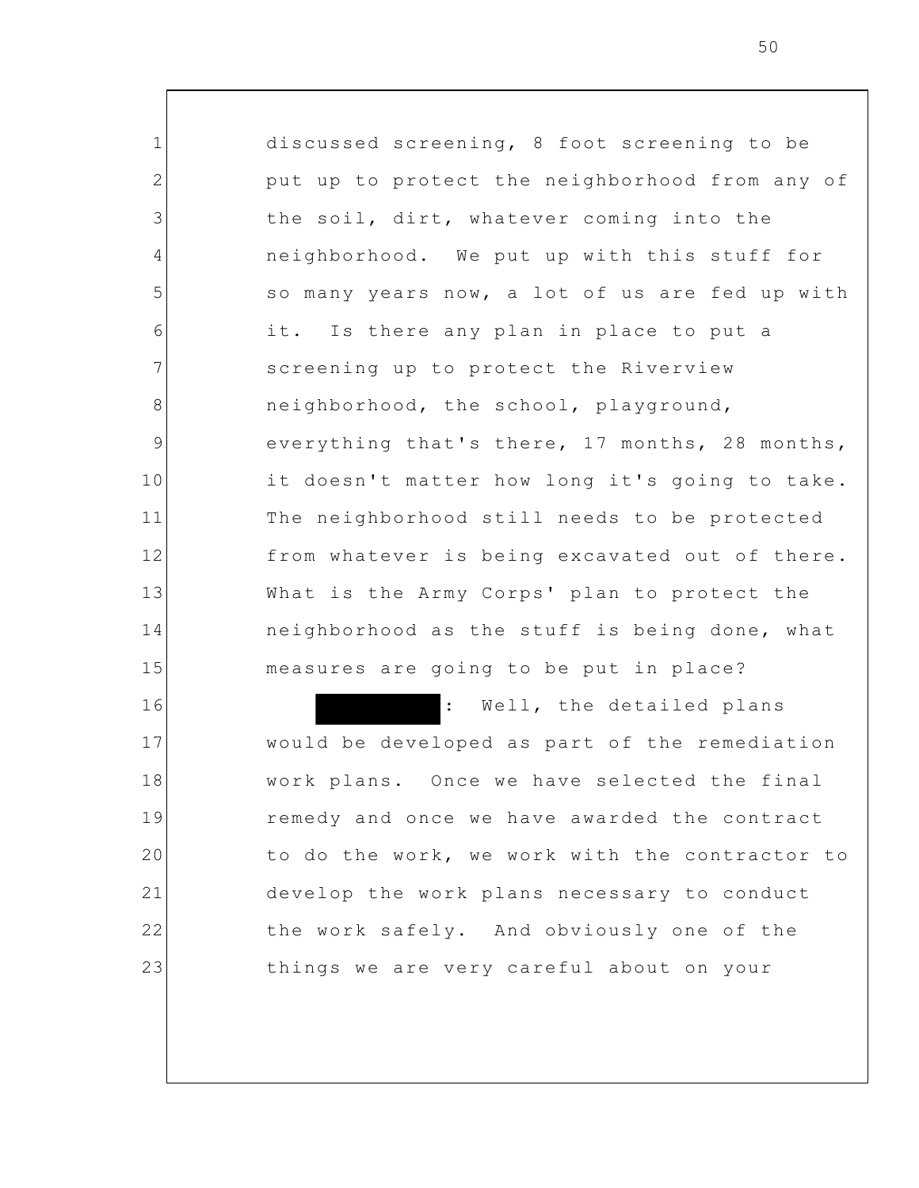discussed screening, 8 foot screening to be put up to protect the neighborhood from any of the soil, dirt, whatever coming into the neighborhood. We put up with this stuff for so many years now, a lot of us are fed up with it. Is there any plan in place to put a screening up to protect the Riverview neighborhood, the school, playground, everything that's there, 17 months, 28 months, it doesn't matter how long it's going to take. The neighborhood still needs to be protected from whatever is being excavated out of there. What is the Army Corps' plan to protect the neighborhood as the stuff is being done, what measures are going to be put in place?

[REDACTED]: Well, the detailed plans would be developed as part of the remediation work plans. Once we have selected the final remedy and once we have awarded the contract to do the work, we work with the contractor to develop the work plans necessary to conduct the work safely. And obviously one of the things we are very careful about on your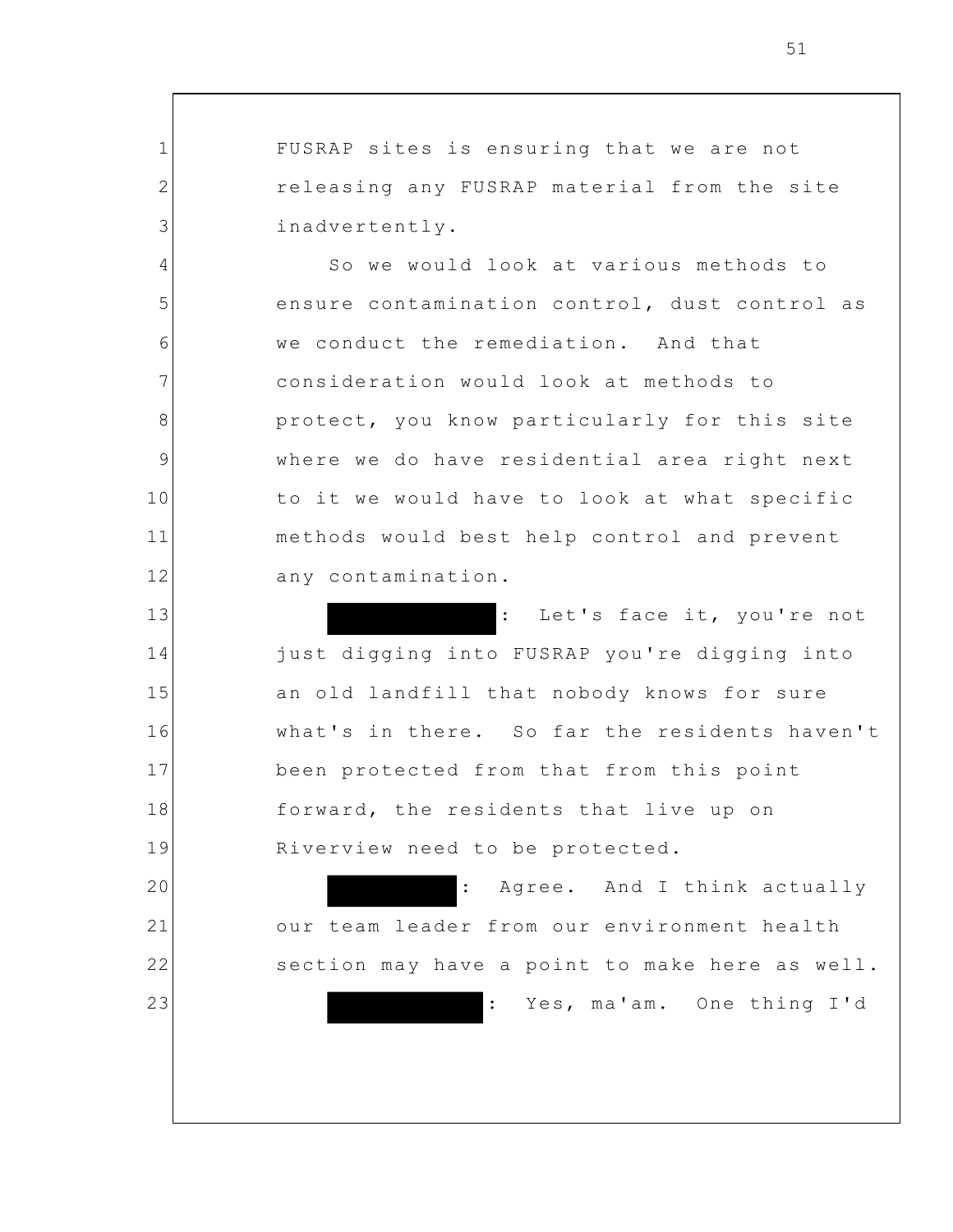FUSRAP sites is ensuring that we are not releasing any FUSRAP material from the site inadvertently.

So we would look at various methods to ensure contamination control, dust control as we conduct the remediation. And that consideration would look at methods to protect, you know particularly for this site where we do have residential area right next to it we would have to look at what specific methods would best help control and prevent any contamination.

[REDACTED]: Let's face it, you're not just digging into FUSRAP you're digging into an old landfill that nobody knows for sure what's in there. So far the residents haven't been protected from that from this point forward, the residents that live up on Riverview need to be protected.

[REDACTED]: Agree. And I think actually our team leader from our environment health section may have a point to make here as well.

[REDACTED]: Yes, ma'am. One thing I'd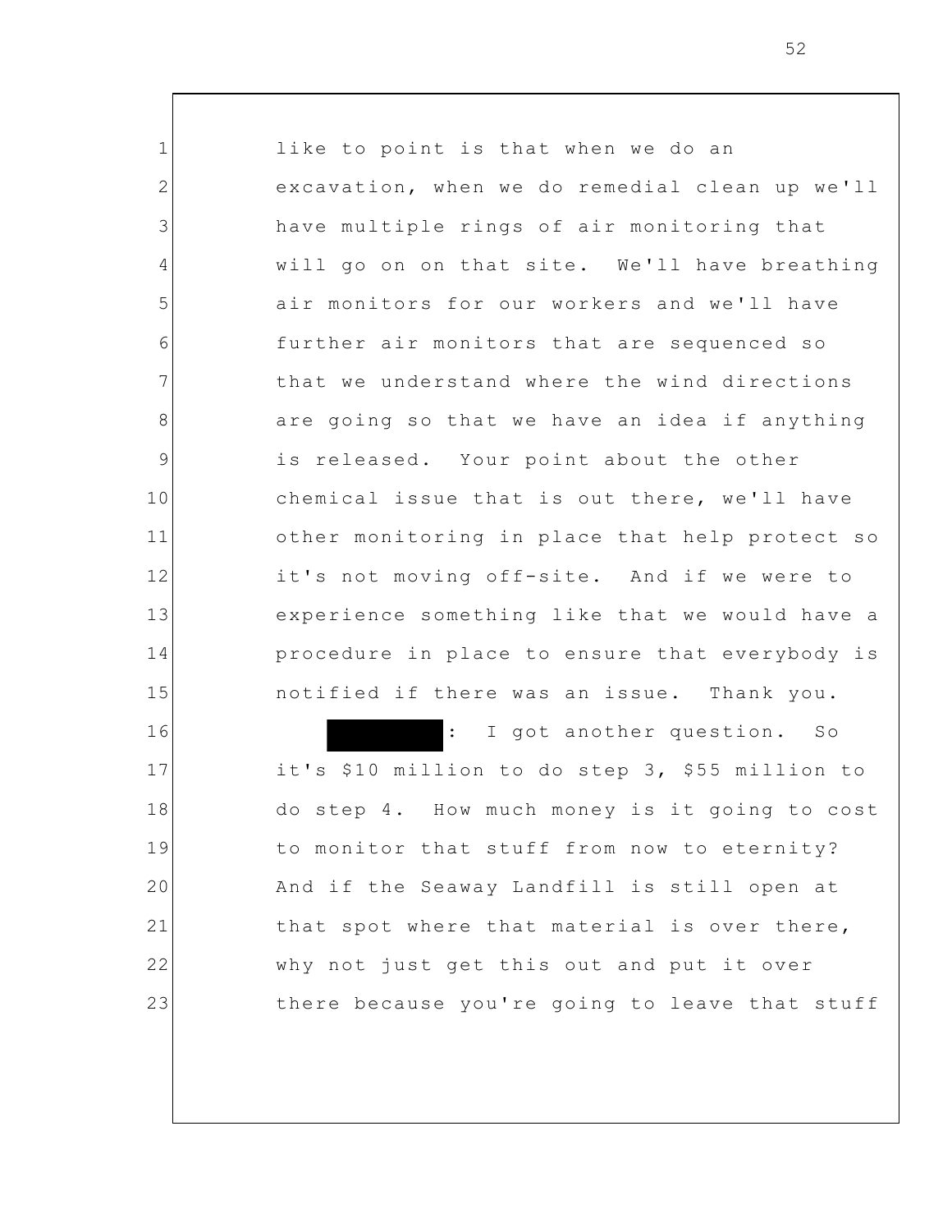like to point is that when we do an excavation, when we do remedial clean up we'll have multiple rings of air monitoring that will go on on that site. We'll have breathing air monitors for our workers and we'll have further air monitors that are sequenced so that we understand where the wind directions are going so that we have an idea if anything is released. Your point about the other chemical issue that is out there, we'll have other monitoring in place that help protect so it's not moving off-site. And if we were to experience something like that we would have a procedure in place to ensure that everybody is notified if there was an issue. Thank you.

[REDACTED]: I got another question. So it's $10 million to do step 3, $55 million to do step 4. How much money is it going to cost to monitor that stuff from now to eternity? And if the Seaway Landfill is still open at that spot where that material is over there, why not just get this out and put it over there because you're going to leave that stuff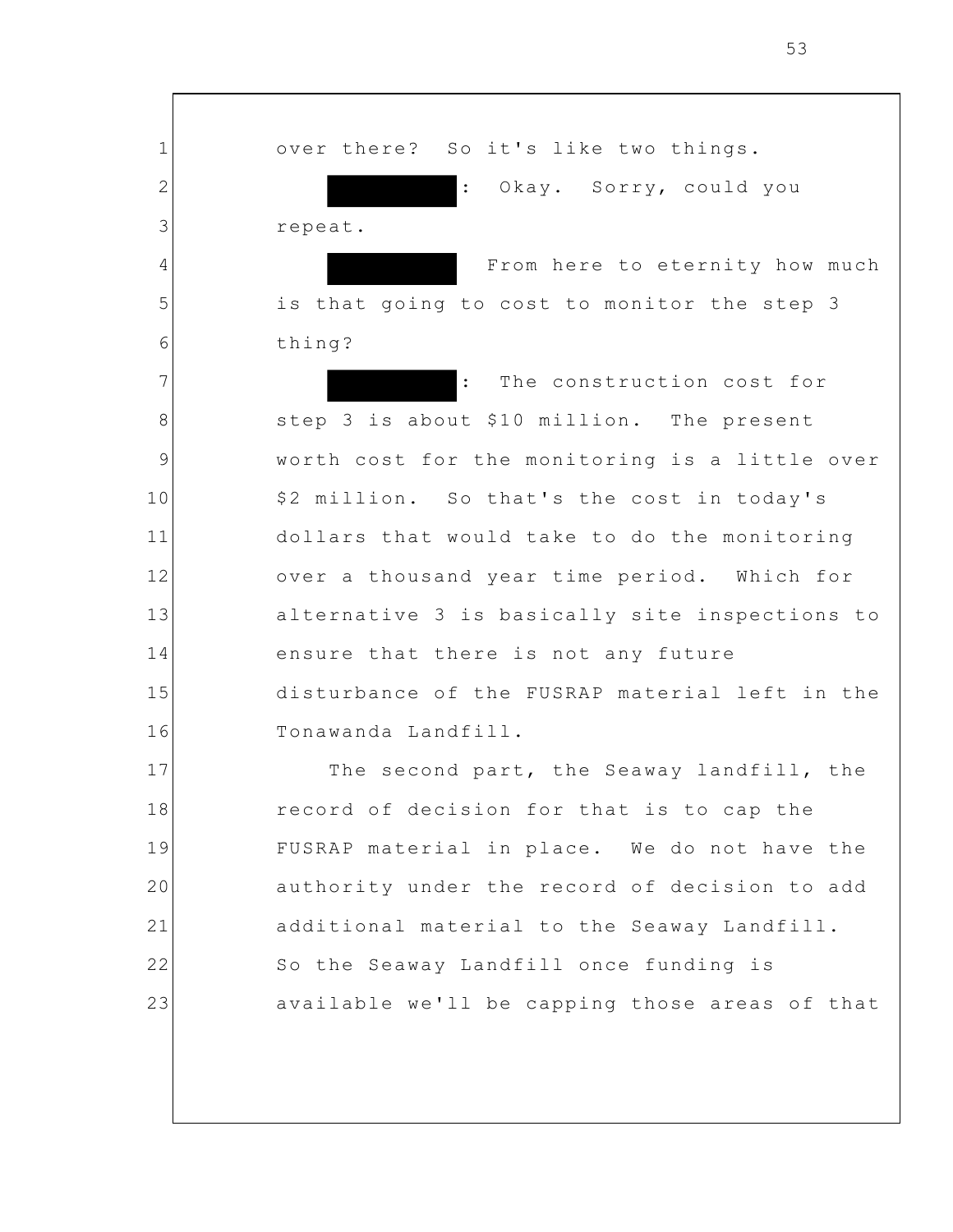over there? So it's like two things.

[REDACTED]: Okay. Sorry, could you repeat.

[REDACTED] From here to eternity how much is that going to cost to monitor the step 3 thing?

[REDACTED]: The construction cost for step 3 is about $10 million. The present worth cost for the monitoring is a little over $2 million. So that's the cost in today's dollars that would take to do the monitoring over a thousand year time period. Which for alternative 3 is basically site inspections to ensure that there is not any future disturbance of the FUSRAP material left in the Tonawanda Landfill.

The second part, the Seaway landfill, the record of decision for that is to cap the FUSRAP material in place. We do not have the authority under the record of decision to add additional material to the Seaway Landfill. So the Seaway Landfill once funding is available we'll be capping those areas of that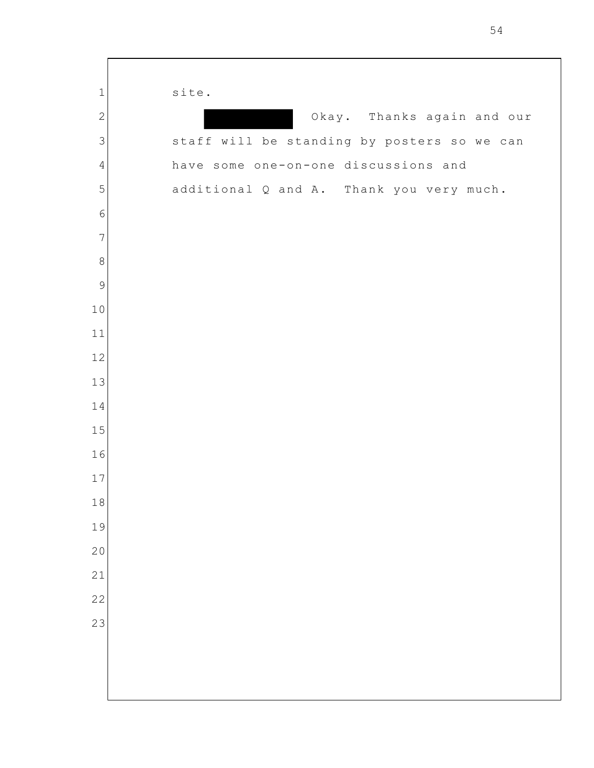site.

Okay. Thanks again and our staff will be standing by posters so we can have some one-on-one discussions and additional Q and A. Thank you very much.